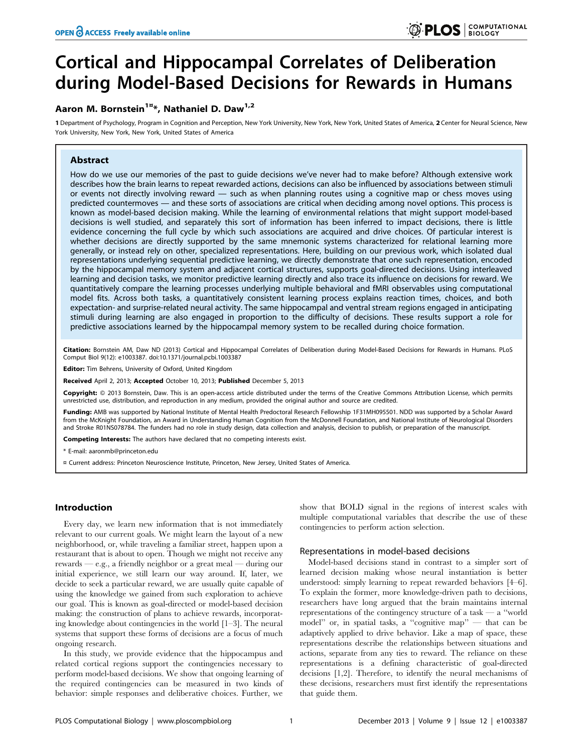# Cortical and Hippocampal Correlates of Deliberation during Model-Based Decisions for Rewards in Humans

**Aaron M. Bornstein[1¤]*, Nathaniel D. Daw[1,2]**

1 Department of Psychology, Program in Cognition and Perception, New York University, New York, New York, United States of America, 2 Center for Neural Science, New York University, New York, New York, United States of America

## Abstract

How do we use our memories of the past to guide decisions we've never had to make before? Although extensive work describes how the brain learns to repeat rewarded actions, decisions can also be influenced by associations between stimuli or events not directly involving reward — such as when planning routes using a cognitive map or chess moves using predicted countermoves — and these sorts of associations are critical when deciding among novel options. This process is known as model-based decision making. While the learning of environmental relations that might support model-based decisions is well studied, and separately this sort of information has been inferred to impact decisions, there is little evidence concerning the full cycle by which such associations are acquired and drive choices. Of particular interest is whether decisions are directly supported by the same mnemonic systems characterized for relational learning more generally, or instead rely on other, specialized representations. Here, building on our previous work, which isolated dual representations underlying sequential predictive learning, we directly demonstrate that one such representation, encoded by the hippocampal memory system and adjacent cortical structures, supports goal-directed decisions. Using interleaved learning and decision tasks, we monitor predictive learning directly and also trace its influence on decisions for reward. We quantitatively compare the learning processes underlying multiple behavioral and fMRI observables using computational model fits. Across both tasks, a quantitatively consistent learning process explains reaction times, choices, and both expectation- and surprise-related neural activity. The same hippocampal and ventral stream regions engaged in anticipating stimuli during learning are also engaged in proportion to the difficulty of decisions. These results support a role for predictive associations learned by the hippocampal memory system to be recalled during choice formation.

**Citation:** Bornstein AM, Daw ND (2013) Cortical and Hippocampal Correlates of Deliberation during Model-Based Decisions for Rewards in Humans. PLoS Comput Biol 9(12): e1003387. doi:10.1371/journal.pcbi.1003387

**Editor:** Tim Behrens, University of Oxford, United Kingdom

**Received** April 2, 2013; **Accepted** October 10, 2013; **Published** December 5, 2013

**Copyright:** © 2013 Bornstein, Daw. This is an open-access article distributed under the terms of the Creative Commons Attribution License, which permits unrestricted use, distribution, and reproduction in any medium, provided the original author and source are credited.

**Funding:** AMB was supported by National Institute of Mental Health Predoctoral Research Fellowship 1F31MH095501. NDD was supported by a Scholar Award from the McKnight Foundation, an Award in Understanding Human Cognition from the McDonnell Foundation, and National Institute of Neurological Disorders and Stroke R01NS078784. The funders had no role in study design, data collection and analysis, decision to publish, or preparation of the manuscript.

**Competing Interests:** The authors have declared that no competing interests exist.

* E-mail: aaronmb@princeton.edu

¤ Current address: Princeton Neuroscience Institute, Princeton, New Jersey, United States of America.

## Introduction

Every day, we learn new information that is not immediately relevant to our current goals. We might learn the layout of a new neighborhood, or, while traveling a familiar street, happen upon a restaurant that is about to open. Though we might not receive any rewards — e.g., a friendly neighbor or a great meal — during our initial experience, we still learn our way around. If, later, we decide to seek a particular reward, we are usually quite capable of using the knowledge we gained from such exploration to achieve our goal. This is known as goal-directed or model-based decision making: the construction of plans to achieve rewards, incorporating knowledge about contingencies in the world [1–3]. The neural systems that support these forms of decisions are a focus of much ongoing research.

In this study, we provide evidence that the hippocampus and related cortical regions support the contingencies necessary to perform model-based decisions. We show that ongoing learning of the required contingencies can be measured in two kinds of behavior: simple responses and deliberative choices. Further, we show that BOLD signal in the regions of interest scales with multiple computational variables that describe the use of these contingencies to perform action selection.

### Representations in model-based decisions

Model-based decisions stand in contrast to a simpler sort of learned decision making whose neural instantiation is better understood: simply learning to repeat rewarded behaviors [4–6]. To explain the former, more knowledge-driven path to decisions, researchers have long argued that the brain maintains internal representations of the contingency structure of a task — a "world model" or, in spatial tasks, a "cognitive map" — that can be adaptively applied to drive behavior. Like a map of space, these representations describe the relationships between situations and actions, separate from any ties to reward. The reliance on these representations is a defining characteristic of goal-directed decisions [1,2]. Therefore, to identify the neural mechanisms of these decisions, researchers must first identify the representations that guide them.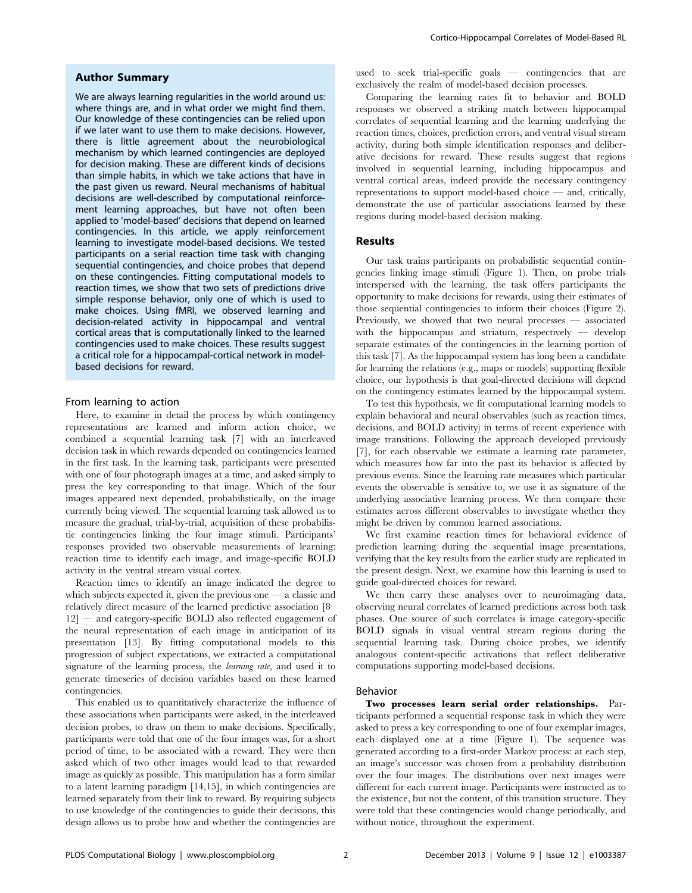## Author Summary

We are always learning regularities in the world around us: where things are, and in what order we might find them. Our knowledge of these contingencies can be relied upon if we later want to use them to make decisions. However, there is little agreement about the neurobiological mechanism by which learned contingencies are deployed for decision making. These are different kinds of decisions than simple habits, in which we take actions that have in the past given us reward. Neural mechanisms of habitual decisions are well-described by computational reinforcement learning approaches, but have not often been applied to 'model-based' decisions that depend on learned contingencies. In this article, we apply reinforcement learning to investigate model-based decisions. We tested participants on a serial reaction time task with changing sequential contingencies, and choice probes that depend on these contingencies. Fitting computational models to reaction times, we show that two sets of predictions drive simple response behavior, only one of which is used to make choices. Using fMRI, we observed learning and decision-related activity in hippocampal and ventral cortical areas that is computationally linked to the learned contingencies used to make choices. These results suggest a critical role for a hippocampal-cortical network in model-based decisions for reward.

### From learning to action

Here, to examine in detail the process by which contingency representations are learned and inform action choice, we combined a sequential learning task [7] with an interleaved decision task in which rewards depended on contingencies learned in the first task. In the learning task, participants were presented with one of four photograph images at a time, and asked simply to press the key corresponding to that image. Which of the four images appeared next depended, probabilistically, on the image currently being viewed. The sequential learning task allowed us to measure the gradual, trial-by-trial, acquisition of these probabilistic contingencies linking the four image stimuli. Participants' responses provided two observable measurements of learning: reaction time to identify each image, and image-specific BOLD activity in the ventral stream visual cortex.

Reaction times to identify an image indicated the degree to which subjects expected it, given the previous one — a classic and relatively direct measure of the learned predictive association [8–12] — and category-specific BOLD also reflected engagement of the neural representation of each image in anticipation of its presentation [13]. By fitting computational models to this progression of subject expectations, we extracted a computational signature of the learning process, the *learning rate*, and used it to generate timeseries of decision variables based on these learned contingencies.

This enabled us to quantitatively characterize the influence of these associations when participants were asked, in the interleaved decision probes, to draw on them to make decisions. Specifically, participants were told that one of the four images was, for a short period of time, to be associated with a reward. They were then asked which of two other images would lead to that rewarded image as quickly as possible. This manipulation has a form similar to a latent learning paradigm [14,15], in which contingencies are learned separately from their link to reward. By requiring subjects to use knowledge of the contingencies to guide their decisions, this design allows us to probe how and whether the contingencies are used to seek trial-specific goals — contingencies that are exclusively the realm of model-based decision processes.

Comparing the learning rates fit to behavior and BOLD responses we observed a striking match between hippocampal correlates of sequential learning and the learning underlying the reaction times, choices, prediction errors, and ventral visual stream activity, during both simple identification responses and deliberative decisions for reward. These results suggest that regions involved in sequential learning, including hippocampus and ventral cortical areas, indeed provide the necessary contingency representations to support model-based choice — and, critically, demonstrate the use of particular associations learned by these regions during model-based decision making.

## Results

Our task trains participants on probabilistic sequential contingencies linking image stimuli (Figure 1). Then, on probe trials interspersed with the learning, the task offers participants the opportunity to make decisions for rewards, using their estimates of those sequential contingencies to inform their choices (Figure 2). Previously, we showed that two neural processes — associated with the hippocampus and striatum, respectively — develop separate estimates of the contingencies in the learning portion of this task [7]. As the hippocampal system has long been a candidate for learning the relations (e.g., maps or models) supporting flexible choice, our hypothesis is that goal-directed decisions will depend on the contingency estimates learned by the hippocampal system.

To test this hypothesis, we fit computational learning models to explain behavioral and neural observables (such as reaction times, decisions, and BOLD activity) in terms of recent experience with image transitions. Following the approach developed previously [7], for each observable we estimate a learning rate parameter, which measures how far into the past its behavior is affected by previous events. Since the learning rate measures which particular events the observable is sensitive to, we use it as signature of the underlying associative learning process. We then compare these estimates across different observables to investigate whether they might be driven by common learned associations.

We first examine reaction times for behavioral evidence of prediction learning during the sequential image presentations, verifying that the key results from the earlier study are replicated in the present design. Next, we examine how this learning is used to guide goal-directed choices for reward.

We then carry these analyses over to neuroimaging data, observing neural correlates of learned predictions across both task phases. One source of such correlates is image category-specific BOLD signals in visual ventral stream regions during the sequential learning task. During choice probes, we identify analogous content-specific activations that reflect deliberative computations supporting model-based decisions.

### Behavior

**Two processes learn serial order relationships.** Participants performed a sequential response task in which they were asked to press a key corresponding to one of four exemplar images, each displayed one at a time (Figure 1). The sequence was generated according to a first-order Markov process: at each step, an image's successor was chosen from a probability distribution over the four images. The distributions over next images were different for each current image. Participants were instructed as to the existence, but not the content, of this transition structure. They were told that these contingencies would change periodically, and without notice, throughout the experiment.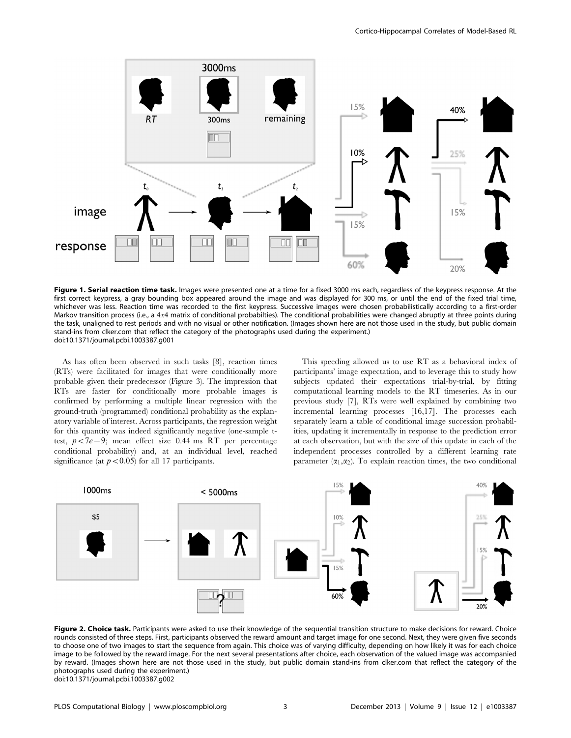**Figure 1. Serial reaction time task.** Images were presented one at a time for a fixed 3000 ms each, regardless of the keypress response. At the first correct keypress, a gray bounding box appeared around the image and was displayed for 300 ms, or until the end of the fixed trial time, whichever was less. Reaction time was recorded to the first keypress. Successive images were chosen probabilistically according to a first-order Markov transition process (i.e., a 4x4 matrix of conditional probabilties). The conditional probabilities were changed abruptly at three points during the task, unaligned to rest periods and with no visual or other notification. (Images shown here are not those used in the study, but public domain stand-ins from clker.com that reflect the category of the photographs used during the experiment.)
doi:10.1371/journal.pcbi.1003387.g001

As has often been observed in such tasks [8], reaction times (RTs) were facilitated for images that were conditionally more probable given their predecessor (Figure 3). The impression that RTs are faster for conditionally more probable images is confirmed by performing a multiple linear regression with the ground-truth (programmed) conditional probability as the explanatory variable of interest. Across participants, the regression weight for this quantity was indeed significantly negative (one-sample t-test, $p < 7e-9$; mean effect size 0.44 ms RT per percentage conditional probability) and, at an individual level, reached significance (at $p < 0.05$) for all 17 participants.

This speeding allowed us to use RT as a behavioral index of participants' image expectation, and to leverage this to study how subjects updated their expectations trial-by-trial, by fitting computational learning models to the RT timeseries. As in our previous study [7], RTs were well explained by combining two incremental learning processes [16,17]. The processes each separately learn a table of conditional image succession probabilities, updating it incrementally in response to the prediction error at each observation, but with the size of this update in each of the independent processes controlled by a different learning rate parameter ($\alpha_1, \alpha_2$). To explain reaction times, the two conditional

**Figure 2. Choice task.** Participants were asked to use their knowledge of the sequential transition structure to make decisions for reward. Choice rounds consisted of three steps. First, participants observed the reward amount and target image for one second. Next, they were given five seconds to choose one of two images to start the sequence from again. This choice was of varying difficulty, depending on how likely it was for each choice image to be followed by the reward image. For the next several presentations after choice, each observation of the valued image was accompanied by reward. (Images shown here are not those used in the study, but public domain stand-ins from clker.com that reflect the category of the photographs used during the experiment.)
doi:10.1371/journal.pcbi.1003387.g002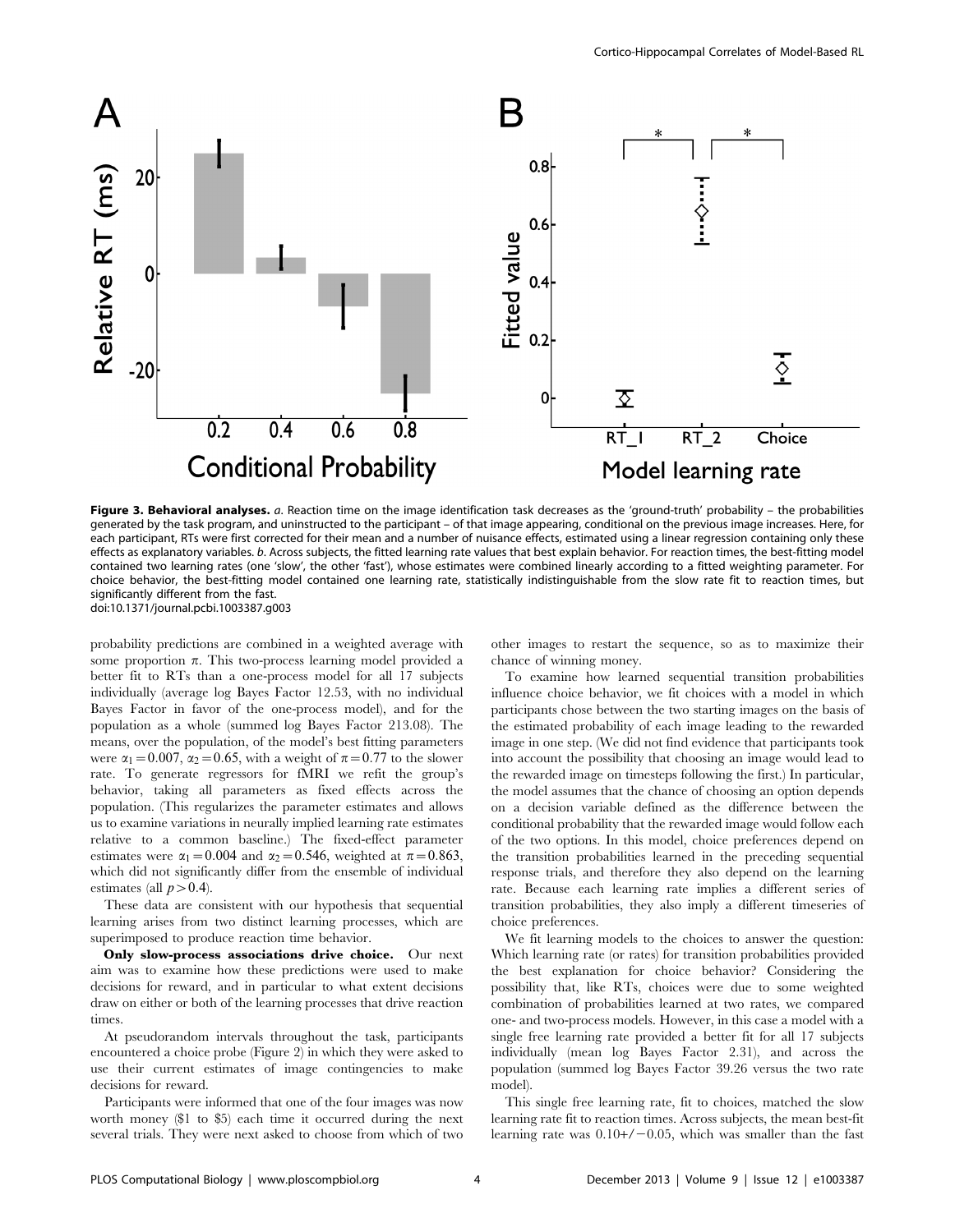**Figure 3. Behavioral analyses.** *a*. Reaction time on the image identification task decreases as the 'ground-truth' probability – the probabilities generated by the task program, and uninstructed to the participant – of that image appearing, conditional on the previous image increases. Here, for each participant, RTs were first corrected for their mean and a number of nuisance effects, estimated using a linear regression containing only these effects as explanatory variables. *b*. Across subjects, the fitted learning rate values that best explain behavior. For reaction times, the best-fitting model contained two learning rates (one 'slow', the other 'fast'), whose estimates were combined linearly according to a fitted weighting parameter. For choice behavior, the best-fitting model contained one learning rate, statistically indistinguishable from the slow rate fit to reaction times, but significantly different from the fast.
doi:10.1371/journal.pcbi.1003387.g003

probability predictions are combined in a weighted average with some proportion $\pi$. This two-process learning model provided a better fit to RTs than a one-process model for all 17 subjects individually (average log Bayes Factor 12.53, with no individual Bayes Factor in favor of the one-process model), and for the population as a whole (summed log Bayes Factor 213.08). The means, over the population, of the model's best fitting parameters were $\alpha_1 = 0.007$, $\alpha_2 = 0.65$, with a weight of $\pi = 0.77$ to the slower rate. To generate regressors for fMRI we refit the group's behavior, taking all parameters as fixed effects across the population. (This regularizes the parameter estimates and allows us to examine variations in neurally implied learning rate estimates relative to a common baseline.) The fixed-effect parameter estimates were $\alpha_1 = 0.004$ and $\alpha_2 = 0.546$, weighted at $\pi = 0.863$, which did not significantly differ from the ensemble of individual estimates (all $p > 0.4$).

These data are consistent with our hypothesis that sequential learning arises from two distinct learning processes, which are superimposed to produce reaction time behavior.

**Only slow-process associations drive choice.** Our next aim was to examine how these predictions were used to make decisions for reward, and in particular to what extent decisions draw on either or both of the learning processes that drive reaction times.

At pseudorandom intervals throughout the task, participants encountered a choice probe (Figure 2) in which they were asked to use their current estimates of image contingencies to make decisions for reward.

Participants were informed that one of the four images was now worth money ($1 to $5) each time it occurred during the next several trials. They were next asked to choose from which of two other images to restart the sequence, so as to maximize their chance of winning money.

To examine how learned sequential transition probabilities influence choice behavior, we fit choices with a model in which participants chose between the two starting images on the basis of the estimated probability of each image leading to the rewarded image in one step. (We did not find evidence that participants took into account the possibility that choosing an image would lead to the rewarded image on timesteps following the first.) In particular, the model assumes that the chance of choosing an option depends on a decision variable defined as the difference between the conditional probability that the rewarded image would follow each of the two options. In this model, choice preferences depend on the transition probabilities learned in the preceding sequential response trials, and therefore they also depend on the learning rate. Because each learning rate implies a different series of transition probabilities, they also imply a different timeseries of choice preferences.

We fit learning models to the choices to answer the question: Which learning rate (or rates) for transition probabilities provided the best explanation for choice behavior? Considering the possibility that, like RTs, choices were due to some weighted combination of probabilities learned at two rates, we compared one- and two-process models. However, in this case a model with a single free learning rate provided a better fit for all 17 subjects individually (mean log Bayes Factor 2.31), and across the population (summed log Bayes Factor 39.26 versus the two rate model).

This single free learning rate, fit to choices, matched the slow learning rate fit to reaction times. Across subjects, the mean best-fit learning rate was 0.10+/−0.05, which was smaller than the fast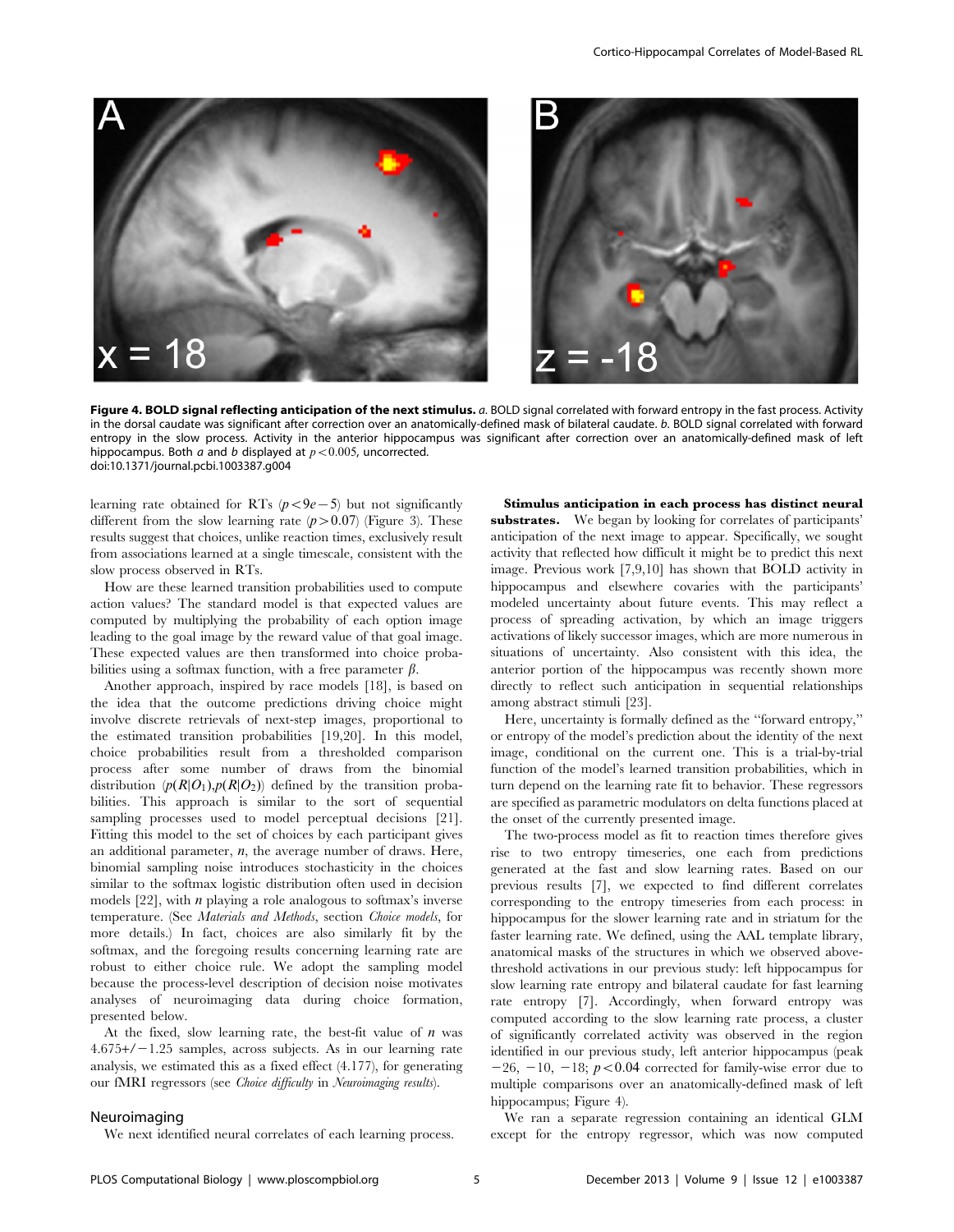**Figure 4. BOLD signal reflecting anticipation of the next stimulus.** *a*. BOLD signal correlated with forward entropy in the fast process. Activity in the dorsal caudate was significant after correction over an anatomically-defined mask of bilateral caudate. *b*. BOLD signal correlated with forward entropy in the slow process. Activity in the anterior hippocampus was significant after correction over an anatomically-defined mask of left hippocampus. Both *a* and *b* displayed at $p < 0.005$, uncorrected.
doi:10.1371/journal.pcbi.1003387.g004

learning rate obtained for RTs ($p < 9e-5$) but not significantly different from the slow learning rate ($p > 0.07$) (Figure 3). These results suggest that choices, unlike reaction times, exclusively result from associations learned at a single timescale, consistent with the slow process observed in RTs.

How are these learned transition probabilities used to compute action values? The standard model is that expected values are computed by multiplying the probability of each option image leading to the goal image by the reward value of that goal image. These expected values are then transformed into choice probabilities using a softmax function, with a free parameter $\beta$.

Another approach, inspired by race models [18], is based on the idea that the outcome predictions driving choice might involve discrete retrievals of next-step images, proportional to the estimated transition probabilities [19,20]. In this model, choice probabilities result from a thresholded comparison process after some number of draws from the binomial distribution $\langle p(R|O_1), p(R|O_2) \rangle$ defined by the transition probabilities. This approach is similar to the sort of sequential sampling processes used to model perceptual decisions [21]. Fitting this model to the set of choices by each participant gives an additional parameter, $n$, the average number of draws. Here, binomial sampling noise introduces stochasticity in the choices similar to the softmax logistic distribution often used in decision models [22], with $n$ playing a role analogous to softmax's inverse temperature. (See *Materials and Methods*, section *Choice models*, for more details.) In fact, choices are also similarly fit by the softmax, and the foregoing results concerning learning rate are robust to either choice rule. We adopt the sampling model because the process-level description of decision noise motivates analyses of neuroimaging data during choice formation, presented below.

At the fixed, slow learning rate, the best-fit value of $n$ was $4.675 +/- 1.25$ samples, across subjects. As in our learning rate analysis, we estimated this as a fixed effect (4.177), for generating our fMRI regressors (see *Choice difficulty* in *Neuroimaging results*).

## Neuroimaging

We next identified neural correlates of each learning process.

**Stimulus anticipation in each process has distinct neural substrates.** We began by looking for correlates of participants' anticipation of the next image to appear. Specifically, we sought activity that reflected how difficult it might be to predict this next image. Previous work [7,9,10] has shown that BOLD activity in hippocampus and elsewhere covaries with the participants' modeled uncertainty about future events. This may reflect a process of spreading activation, by which an image triggers activations of likely successor images, which are more numerous in situations of uncertainty. Also consistent with this idea, the anterior portion of the hippocampus was recently shown more directly to reflect such anticipation in sequential relationships among abstract stimuli [23].

Here, uncertainty is formally defined as the "forward entropy," or entropy of the model's prediction about the identity of the next image, conditional on the current one. This is a trial-by-trial function of the model's learned transition probabilities, which in turn depend on the learning rate fit to behavior. These regressors are specified as parametric modulators on delta functions placed at the onset of the currently presented image.

The two-process model as fit to reaction times therefore gives rise to two entropy timeseries, one each from predictions generated at the fast and slow learning rates. Based on our previous results [7], we expected to find different correlates corresponding to the entropy timeseries from each process: in hippocampus for the slower learning rate and in striatum for the faster learning rate. We defined, using the AAL template library, anatomical masks of the structures in which we observed above-threshold activations in our previous study: left hippocampus for slow learning rate entropy and bilateral caudate for fast learning rate entropy [7]. Accordingly, when forward entropy was computed according to the slow learning rate process, a cluster of significantly correlated activity was observed in the region identified in our previous study, left anterior hippocampus (peak $-26$, $-10$, $-18$; $p < 0.04$ corrected for family-wise error due to multiple comparisons over an anatomically-defined mask of left hippocampus; Figure 4).

We ran a separate regression containing an identical GLM except for the entropy regressor, which was now computed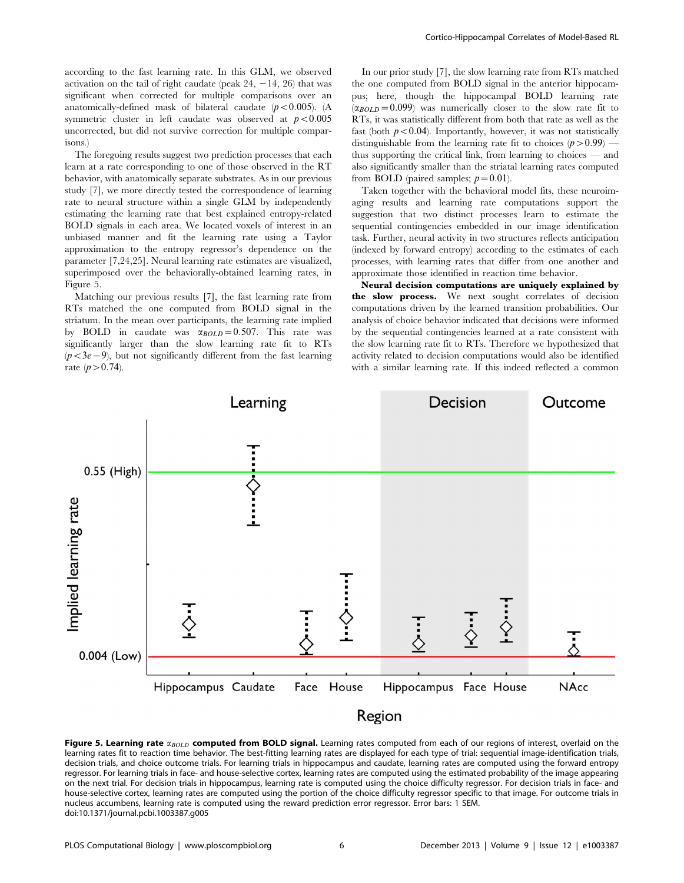according to the fast learning rate. In this GLM, we observed activation on the tail of right caudate (peak 24, −14, 26) that was significant when corrected for multiple comparisons over an anatomically-defined mask of bilateral caudate ($p<0.005$). (A symmetric cluster in left caudate was observed at $p<0.005$ uncorrected, but did not survive correction for multiple comparisons.)

The foregoing results suggest two prediction processes that each learn at a rate corresponding to one of those observed in the RT behavior, with anatomically separate substrates. As in our previous study [7], we more directly tested the correspondence of learning rate to neural structure within a single GLM by independently estimating the learning rate that best explained entropy-related BOLD signals in each area. We located voxels of interest in an unbiased manner and fit the learning rate using a Taylor approximation to the entropy regressor's dependence on the parameter [7,24,25]. Neural learning rate estimates are visualized, superimposed over the behaviorally-obtained learning rates, in Figure 5.

Matching our previous results [7], the fast learning rate from RTs matched the one computed from BOLD signal in the striatum. In the mean over participants, the learning rate implied by BOLD in caudate was $\alpha_{BOLD}=0.507$. This rate was significantly larger than the slow learning rate fit to RTs ($p<3e-9$), but not significantly different from the fast learning rate ($p>0.74$).

In our prior study [7], the slow learning rate from RTs matched the one computed from BOLD signal in the anterior hippocampus; here, though the hippocampal BOLD learning rate ($\alpha_{BOLD}=0.099$) was numerically closer to the slow rate fit to RTs, it was statistically different from both that rate as well as the fast (both $p<0.04$). Importantly, however, it was not statistically distinguishable from the learning rate fit to choices ($p>0.99$) — thus supporting the critical link, from learning to choices — and also significantly smaller than the striatal learning rates computed from BOLD (paired samples; $p=0.01$).

Taken together with the behavioral model fits, these neuroimaging results and learning rate computations support the suggestion that two distinct processes learn to estimate the sequential contingencies embedded in our image identification task. Further, neural activity in two structures reflects anticipation (indexed by forward entropy) according to the estimates of each processes, with learning rates that differ from one another and approximate those identified in reaction time behavior.

**Neural decision computations are uniquely explained by the slow process.** We next sought correlates of decision computations driven by the learned transition probabilities. Our analysis of choice behavior indicated that decisions were informed by the sequential contingencies learned at a rate consistent with the slow learning rate fit to RTs. Therefore we hypothesized that activity related to decision computations would also be identified with a similar learning rate. If this indeed reflected a common

**Figure 5. Learning rate $\alpha_{BOLD}$ computed from BOLD signal.** Learning rates computed from each of our regions of interest, overlaid on the learning rates fit to reaction time behavior. The best-fitting learning rates are displayed for each type of trial: sequential image-identification trials, decision trials, and choice outcome trials. For learning trials in hippocampus and caudate, learning rates are computed using the forward entropy regressor. For learning trials in face- and house-selective cortex, learning rates are computed using the estimated probability of the image appearing on the next trial. For decision trials in hippocampus, learning rate is computed using the choice difficulty regressor. For decision trials in face- and house-selective cortex, learning rates are computed using the portion of the choice difficulty regressor specific to that image. For outcome trials in nucleus accumbens, learning rate is computed using the reward prediction error regressor. Error bars: 1 SEM.
doi:10.1371/journal.pcbi.1003387.g005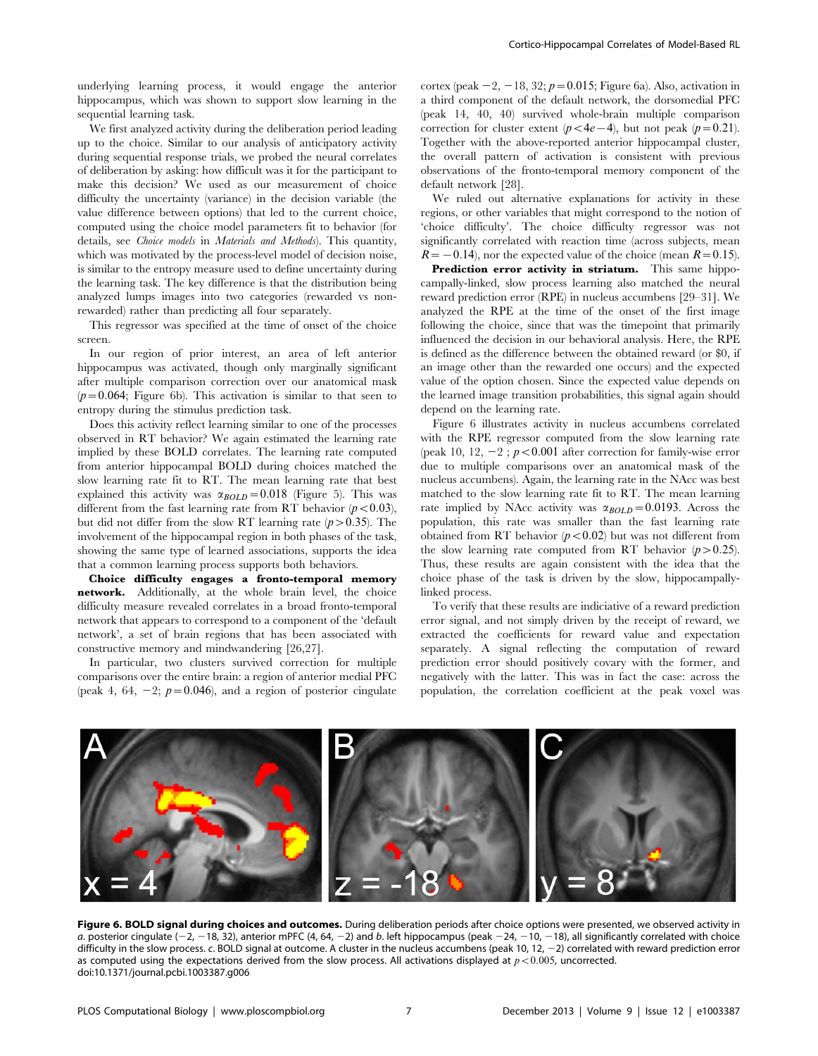underlying learning process, it would engage the anterior hippocampus, which was shown to support slow learning in the sequential learning task.

We first analyzed activity during the deliberation period leading up to the choice. Similar to our analysis of anticipatory activity during sequential response trials, we probed the neural correlates of deliberation by asking: how difficult was it for the participant to make this decision? We used as our measurement of choice difficulty the uncertainty (variance) in the decision variable (the value difference between options) that led to the current choice, computed using the choice model parameters fit to behavior (for details, see *Choice models* in *Materials and Methods*). This quantity, which was motivated by the process-level model of decision noise, is similar to the entropy measure used to define uncertainty during the learning task. The key difference is that the distribution being analyzed lumps images into two categories (rewarded vs non-rewarded) rather than predicting all four separately.

This regressor was specified at the time of onset of the choice screen.

In our region of prior interest, an area of left anterior hippocampus was activated, though only marginally significant after multiple comparison correction over our anatomical mask ($p = 0.064$; Figure 6b). This activation is similar to that seen to entropy during the stimulus prediction task.

Does this activity reflect learning similar to one of the processes observed in RT behavior? We again estimated the learning rate implied by these BOLD correlates. The learning rate computed from anterior hippocampal BOLD during choices matched the slow learning rate fit to RT. The mean learning rate that best explained this activity was $\alpha_{BOLD} = 0.018$ (Figure 5). This was different from the fast learning rate from RT behavior ($p < 0.03$), but did not differ from the slow RT learning rate ($p > 0.35$). The involvement of the hippocampal region in both phases of the task, showing the same type of learned associations, supports the idea that a common learning process supports both behaviors.

**Choice difficulty engages a fronto-temporal memory network.** Additionally, at the whole brain level, the choice difficulty measure revealed correlates in a broad fronto-temporal network that appears to correspond to a component of the 'default network', a set of brain regions that has been associated with constructive memory and mindwandering [26,27].

In particular, two clusters survived correction for multiple comparisons over the entire brain: a region of anterior medial PFC (peak 4, 64, −2; $p = 0.046$), and a region of posterior cingulate cortex (peak −2, −18, 32; $p = 0.015$; Figure 6a). Also, activation in a third component of the default network, the dorsomedial PFC (peak 14, 40, 40) survived whole-brain multiple comparison correction for cluster extent ($p < 4e-4$), but not peak ($p = 0.21$). Together with the above-reported anterior hippocampal cluster, the overall pattern of activation is consistent with previous observations of the fronto-temporal memory component of the default network [28].

We ruled out alternative explanations for activity in these regions, or other variables that might correspond to the notion of 'choice difficulty'. The choice difficulty regressor was not significantly correlated with reaction time (across subjects, mean $R = -0.14$), nor the expected value of the choice (mean $R = 0.15$).

**Prediction error activity in striatum.** This same hippocampally-linked, slow process learning also matched the neural reward prediction error (RPE) in nucleus accumbens [29–31]. We analyzed the RPE at the time of the onset of the first image following the choice, since that was the timepoint that primarily influenced the decision in our behavioral analysis. Here, the RPE is defined as the difference between the obtained reward (or \$0, if an image other than the rewarded one occurs) and the expected value of the option chosen. Since the expected value depends on the learned image transition probabilities, this signal again should depend on the learning rate.

Figure 6 illustrates activity in nucleus accumbens correlated with the RPE regressor computed from the slow learning rate (peak 10, 12, −2 ; $p < 0.001$ after correction for family-wise error due to multiple comparisons over an anatomical mask of the nucleus accumbens). Again, the learning rate in the NAcc was best matched to the slow learning rate fit to RT. The mean learning rate implied by NAcc activity was $\alpha_{BOLD} = 0.0193$. Across the population, this rate was smaller than the fast learning rate obtained from RT behavior ($p < 0.02$) but was not different from the slow learning rate computed from RT behavior ($p > 0.25$). Thus, these results are again consistent with the idea that the choice phase of the task is driven by the slow, hippocampally-linked process.

To verify that these results are indiciative of a reward prediction error signal, and not simply driven by the receipt of reward, we extracted the coefficients for reward value and expectation separately. A signal reflecting the computation of reward prediction error should positively covary with the former, and negatively with the latter. This was in fact the case: across the population, the correlation coefficient at the peak voxel was

**Figure 6. BOLD signal during choices and outcomes.** During deliberation periods after choice options were presented, we observed activity in *a.* posterior cingulate (−2, −18, 32), anterior mPFC (4, 64, −2) and *b.* left hippocampus (peak −24, −10, −18), all significantly correlated with choice difficulty in the slow process. *c.* BOLD signal at outcome. A cluster in the nucleus accumbens (peak 10, 12, −2) correlated with reward prediction error as computed using the expectations derived from the slow process. All activations displayed at $p < 0.005$, uncorrected.
doi:10.1371/journal.pcbi.1003387.g006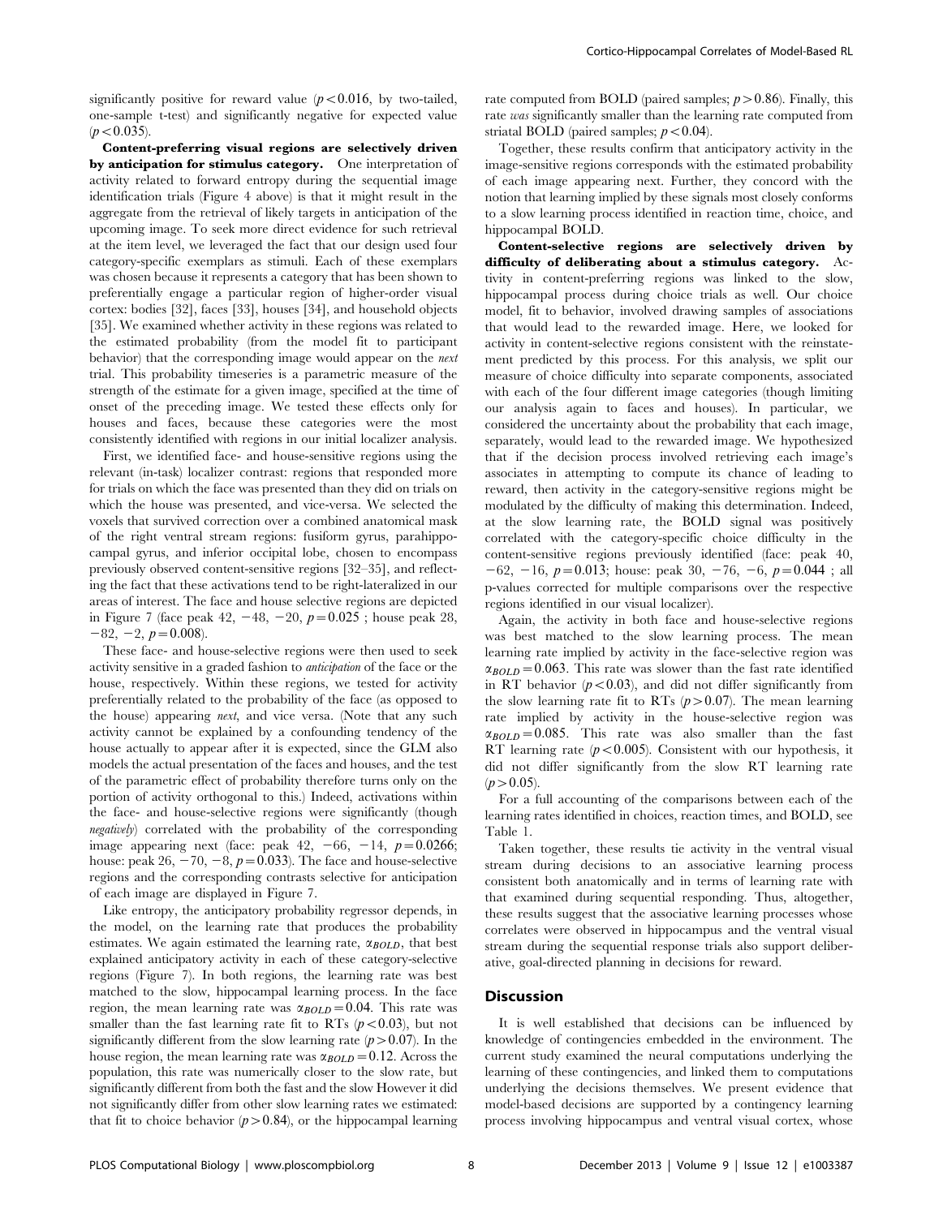significantly positive for reward value ($p<0.016$, by two-tailed, one-sample t-test) and significantly negative for expected value ($p<0.035$).

**Content-preferring visual regions are selectively driven by anticipation for stimulus category.** One interpretation of activity related to forward entropy during the sequential image identification trials (Figure 4 above) is that it might result in the aggregate from the retrieval of likely targets in anticipation of the upcoming image. To seek more direct evidence for such retrieval at the item level, we leveraged the fact that our design used four category-specific exemplars as stimuli. Each of these exemplars was chosen because it represents a category that has been shown to preferentially engage a particular region of higher-order visual cortex: bodies [32], faces [33], houses [34], and household objects [35]. We examined whether activity in these regions was related to the estimated probability (from the model fit to participant behavior) that the corresponding image would appear on the *next* trial. This probability timeseries is a parametric measure of the strength of the estimate for a given image, specified at the time of onset of the preceding image. We tested these effects only for houses and faces, because these categories were the most consistently identified with regions in our initial localizer analysis.

First, we identified face- and house-sensitive regions using the relevant (in-task) localizer contrast: regions that responded more for trials on which the face was presented than they did on trials on which the house was presented, and vice-versa. We selected the voxels that survived correction over a combined anatomical mask of the right ventral stream regions: fusiform gyrus, parahippocampal gyrus, and inferior occipital lobe, chosen to encompass previously observed content-sensitive regions [32–35], and reflecting the fact that these activations tend to be right-lateralized in our areas of interest. The face and house selective regions are depicted in Figure 7 (face peak 42, $-48$, $-20$, $p=0.025$ ; house peak 28, $-82$, $-2$, $p=0.008$).

These face- and house-selective regions were then used to seek activity sensitive in a graded fashion to *anticipation* of the face or the house, respectively. Within these regions, we tested for activity preferentially related to the probability of the face (as opposed to the house) appearing *next*, and vice versa. (Note that any such activity cannot be explained by a confounding tendency of the house actually to appear after it is expected, since the GLM also models the actual presentation of the faces and houses, and the test of the parametric effect of probability therefore turns only on the portion of activity orthogonal to this.) Indeed, activations within the face- and house-selective regions were significantly (though *negatively*) correlated with the probability of the corresponding image appearing next (face: peak 42, $-66$, $-14$, $p=0.0266$; house: peak 26, $-70$, $-8$, $p=0.033$). The face and house-selective regions and the corresponding contrasts selective for anticipation of each image are displayed in Figure 7.

Like entropy, the anticipatory probability regressor depends, in the model, on the learning rate that produces the probability estimates. We again estimated the learning rate, $\alpha_{BOLD}$, that best explained anticipatory activity in each of these category-selective regions (Figure 7). In both regions, the learning rate was best matched to the slow, hippocampal learning process. In the face region, the mean learning rate was $\alpha_{BOLD}=0.04$. This rate was smaller than the fast learning rate fit to RTs ($p<0.03$), but not significantly different from the slow learning rate ($p>0.07$). In the house region, the mean learning rate was $\alpha_{BOLD}=0.12$. Across the population, this rate was numerically closer to the slow rate, but significantly different from both the fast and the slow However it did not significantly differ from other slow learning rates we estimated: that fit to choice behavior ($p>0.84$), or the hippocampal learning rate computed from BOLD (paired samples; $p>0.86$). Finally, this rate *was* significantly smaller than the learning rate computed from striatal BOLD (paired samples; $p<0.04$).

Together, these results confirm that anticipatory activity in the image-sensitive regions corresponds with the estimated probability of each image appearing next. Further, they concord with the notion that learning implied by these signals most closely conforms to a slow learning process identified in reaction time, choice, and hippocampal BOLD.

**Content-selective regions are selectively driven by difficulty of deliberating about a stimulus category.** Activity in content-preferring regions was linked to the slow, hippocampal process during choice trials as well. Our choice model, fit to behavior, involved drawing samples of associations that would lead to the rewarded image. Here, we looked for activity in content-selective regions consistent with the reinstatement predicted by this process. For this analysis, we split our measure of choice difficulty into separate components, associated with each of the four different image categories (though limiting our analysis again to faces and houses). In particular, we considered the uncertainty about the probability that each image, separately, would lead to the rewarded image. We hypothesized that if the decision process involved retrieving each image's associates in attempting to compute its chance of leading to reward, then activity in the category-sensitive regions might be modulated by the difficulty of making this determination. Indeed, at the slow learning rate, the BOLD signal was positively correlated with the category-specific choice difficulty in the content-sensitive regions previously identified (face: peak 40, $-62$, $-16$, $p=0.013$; house: peak 30, $-76$, $-6$, $p=0.044$ ; all p-values corrected for multiple comparisons over the respective regions identified in our visual localizer).

Again, the activity in both face and house-selective regions was best matched to the slow learning process. The mean learning rate implied by activity in the face-selective region was $\alpha_{BOLD}=0.063$. This rate was slower than the fast rate identified in RT behavior ($p<0.03$), and did not differ significantly from the slow learning rate fit to RTs ($p>0.07$). The mean learning rate implied by activity in the house-selective region was $\alpha_{BOLD}=0.085$. This rate was also smaller than the fast RT learning rate ($p<0.005$). Consistent with our hypothesis, it did not differ significantly from the slow RT learning rate ($p>0.05$).

For a full accounting of the comparisons between each of the learning rates identified in choices, reaction times, and BOLD, see Table 1.

Taken together, these results tie activity in the ventral visual stream during decisions to an associative learning process consistent both anatomically and in terms of learning rate with that examined during sequential responding. Thus, altogether, these results suggest that the associative learning processes whose correlates were observed in hippocampus and the ventral visual stream during the sequential response trials also support deliberative, goal-directed planning in decisions for reward.

## Discussion

It is well established that decisions can be influenced by knowledge of contingencies embedded in the environment. The current study examined the neural computations underlying the learning of these contingencies, and linked them to computations underlying the decisions themselves. We present evidence that model-based decisions are supported by a contingency learning process involving hippocampus and ventral visual cortex, whose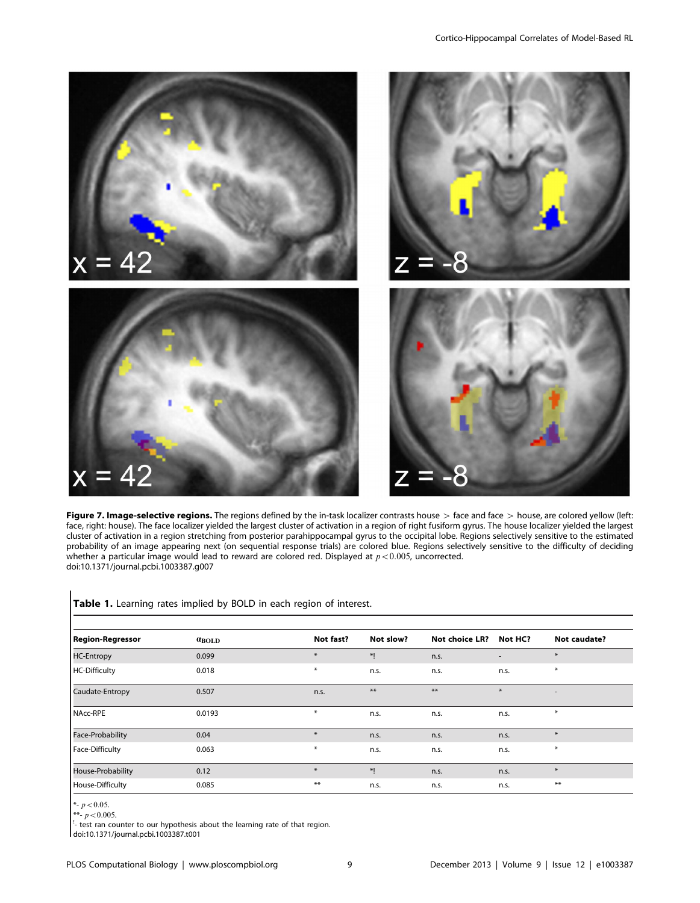**Figure 7. Image-selective regions.** The regions defined by the in-task localizer contrasts house > face and face > house, are colored yellow (left: face, right: house). The face localizer yielded the largest cluster of activation in a region of right fusiform gyrus. The house localizer yielded the largest cluster of activation in a region stretching from posterior parahippocampal gyrus to the occipital lobe. Regions selectively sensitive to the estimated probability of an image appearing next (on sequential response trials) are colored blue. Regions selectively sensitive to the difficulty of deciding whether a particular image would lead to reward are colored red. Displayed at $p < 0.005$, uncorrected.
doi:10.1371/journal.pcbi.1003387.g007

**Table 1.** Learning rates implied by BOLD in each region of interest.

| Region-Regressor | $\alpha_{BOLD}$ | Not fast? | Not slow? | Not choice LR? | Not HC? | Not caudate? |
|---|---|---|---|---|---|---|
| HC-Entropy | 0.099 | * | *! | n.s. | - | * |
| HC-Difficulty | 0.018 | * | n.s. | n.s. | n.s. | * |
| Caudate-Entropy | 0.507 | n.s. | ** | ** | * | - |
| NAcc-RPE | 0.0193 | * | n.s. | n.s. | n.s. | * |
| Face-Probability | 0.04 | * | n.s. | n.s. | n.s. | * |
| Face-Difficulty | 0.063 | * | n.s. | n.s. | n.s. | * |
| House-Probability | 0.12 | * | *! | n.s. | n.s. | * |
| House-Difficulty | 0.085 | ** | n.s. | n.s. | n.s. | ** |

*- $p < 0.05$.
**- $p < 0.005$.
!- test ran counter to our hypothesis about the learning rate of that region.
doi:10.1371/journal.pcbi.1003387.t001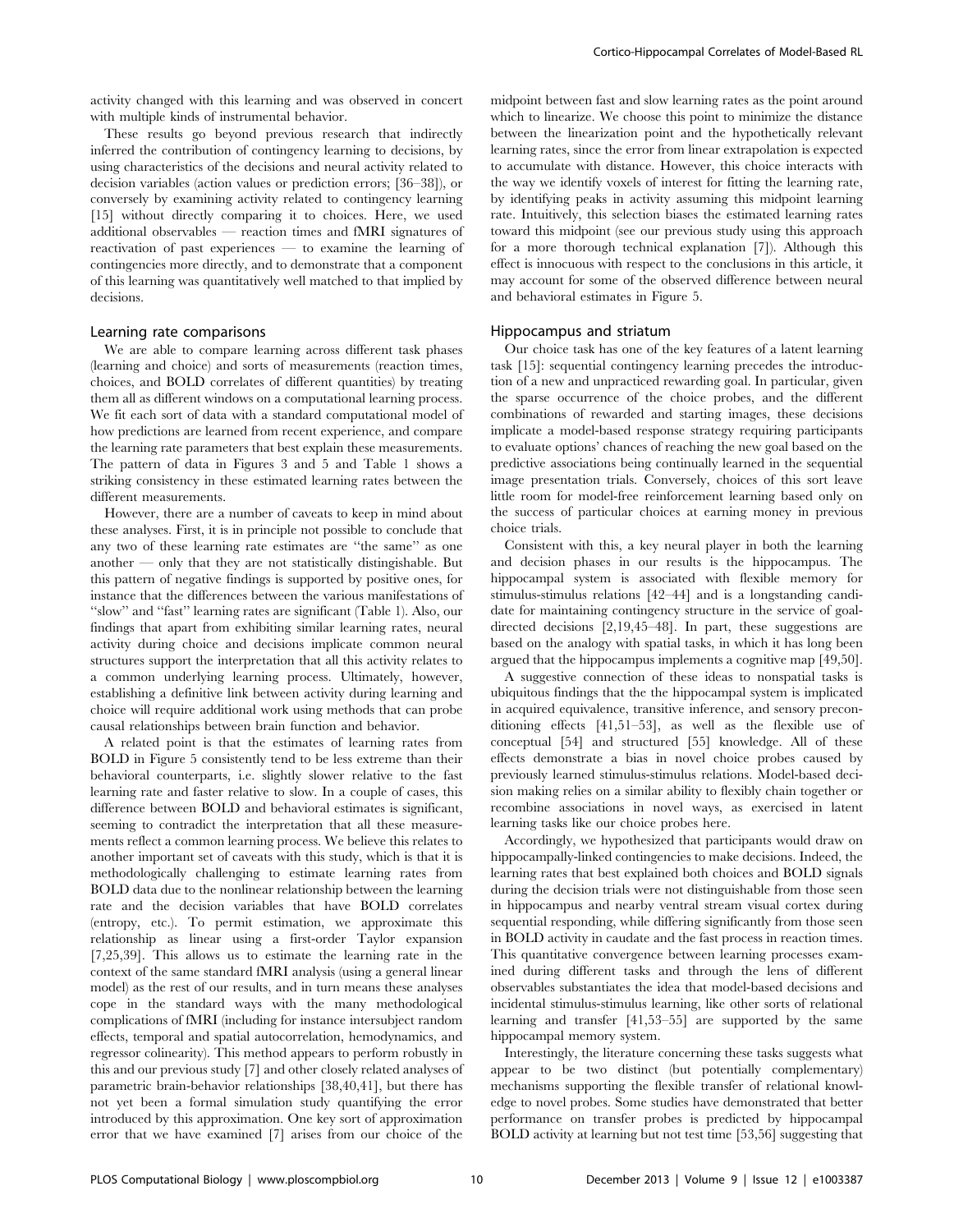activity changed with this learning and was observed in concert with multiple kinds of instrumental behavior.

These results go beyond previous research that indirectly inferred the contribution of contingency learning to decisions, by using characteristics of the decisions and neural activity related to decision variables (action values or prediction errors; [36–38]), or conversely by examining activity related to contingency learning [15] without directly comparing it to choices. Here, we used additional observables — reaction times and fMRI signatures of reactivation of past experiences — to examine the learning of contingencies more directly, and to demonstrate that a component of this learning was quantitatively well matched to that implied by decisions.

## Learning rate comparisons

We are able to compare learning across different task phases (learning and choice) and sorts of measurements (reaction times, choices, and BOLD correlates of different quantities) by treating them all as different windows on a computational learning process. We fit each sort of data with a standard computational model of how predictions are learned from recent experience, and compare the learning rate parameters that best explain these measurements. The pattern of data in Figures 3 and 5 and Table 1 shows a striking consistency in these estimated learning rates between the different measurements.

However, there are a number of caveats to keep in mind about these analyses. First, it is in principle not possible to conclude that any two of these learning rate estimates are "the same" as one another — only that they are not statistically distinguishable. But this pattern of negative findings is supported by positive ones, for instance that the differences between the various manifestations of "slow" and "fast" learning rates are significant (Table 1). Also, our findings that apart from exhibiting similar learning rates, neural activity during choice and decisions implicate common neural structures support the interpretation that all this activity relates to a common underlying learning process. Ultimately, however, establishing a definitive link between activity during learning and choice will require additional work using methods that can probe causal relationships between brain function and behavior.

A related point is that the estimates of learning rates from BOLD in Figure 5 consistently tend to be less extreme than their behavioral counterparts, i.e. slightly slower relative to the fast learning rate and faster relative to slow. In a couple of cases, this difference between BOLD and behavioral estimates is significant, seeming to contradict the interpretation that all these measurements reflect a common learning process. We believe this relates to another important set of caveats with this study, which is that it is methodologically challenging to estimate learning rates from BOLD data due to the nonlinear relationship between the learning rate and the decision variables that have BOLD correlates (entropy, etc.). To permit estimation, we approximate this relationship as linear using a first-order Taylor expansion [7,25,39]. This allows us to estimate the learning rate in the context of the same standard fMRI analysis (using a general linear model) as the rest of our results, and in turn means these analyses cope in the standard ways with the many methodological complications of fMRI (including for instance intersubject random effects, temporal and spatial autocorrelation, hemodynamics, and regressor colinearity). This method appears to perform robustly in this and our previous study [7] and other closely related analyses of parametric brain-behavior relationships [38,40,41], but there has not yet been a formal simulation study quantifying the error introduced by this approximation. One key sort of approximation error that we have examined [7] arises from our choice of the midpoint between fast and slow learning rates as the point around which to linearize. We choose this point to minimize the distance between the linearization point and the hypothetically relevant learning rates, since the error from linear extrapolation is expected to accumulate with distance. However, this choice interacts with the way we identify voxels of interest for fitting the learning rate, by identifying peaks in activity assuming this midpoint learning rate. Intuitively, this selection biases the estimated learning rates toward this midpoint (see our previous study using this approach for a more thorough technical explanation [7]). Although this effect is innocuous with respect to the conclusions in this article, it may account for some of the observed difference between neural and behavioral estimates in Figure 5.

## Hippocampus and striatum

Our choice task has one of the key features of a latent learning task [15]: sequential contingency learning precedes the introduction of a new and unpracticed rewarding goal. In particular, given the sparse occurrence of the choice probes, and the different combinations of rewarded and starting images, these decisions implicate a model-based response strategy requiring participants to evaluate options' chances of reaching the new goal based on the predictive associations being continually learned in the sequential image presentation trials. Conversely, choices of this sort leave little room for model-free reinforcement learning based only on the success of particular choices at earning money in previous choice trials.

Consistent with this, a key neural player in both the learning and decision phases in our results is the hippocampus. The hippocampal system is associated with flexible memory for stimulus-stimulus relations [42–44] and is a longstanding candidate for maintaining contingency structure in the service of goal-directed decisions [2,19,45–48]. In part, these suggestions are based on the analogy with spatial tasks, in which it has long been argued that the hippocampus implements a cognitive map [49,50].

A suggestive connection of these ideas to nonspatial tasks is ubiquitous findings that the the hippocampal system is implicated in acquired equivalence, transitive inference, and sensory preconditioning effects [41,51–53], as well as the flexible use of conceptual [54] and structured [55] knowledge. All of these effects demonstrate a bias in novel choice probes caused by previously learned stimulus-stimulus relations. Model-based decision making relies on a similar ability to flexibly chain together or recombine associations in novel ways, as exercised in latent learning tasks like our choice probes here.

Accordingly, we hypothesized that participants would draw on hippocampally-linked contingencies to make decisions. Indeed, the learning rates that best explained both choices and BOLD signals during the decision trials were not distinguishable from those seen in hippocampus and nearby ventral stream visual cortex during sequential responding, while differing significantly from those seen in BOLD activity in caudate and the fast process in reaction times. This quantitative convergence between learning processes examined during different tasks and through the lens of different observables substantiates the idea that model-based decisions and incidental stimulus-stimulus learning, like other sorts of relational learning and transfer [41,53–55] are supported by the same hippocampal memory system.

Interestingly, the literature concerning these tasks suggests what appear to be two distinct (but potentially complementary) mechanisms supporting the flexible transfer of relational knowledge to novel probes. Some studies have demonstrated that better performance on transfer probes is predicted by hippocampal BOLD activity at learning but not test time [53,56] suggesting that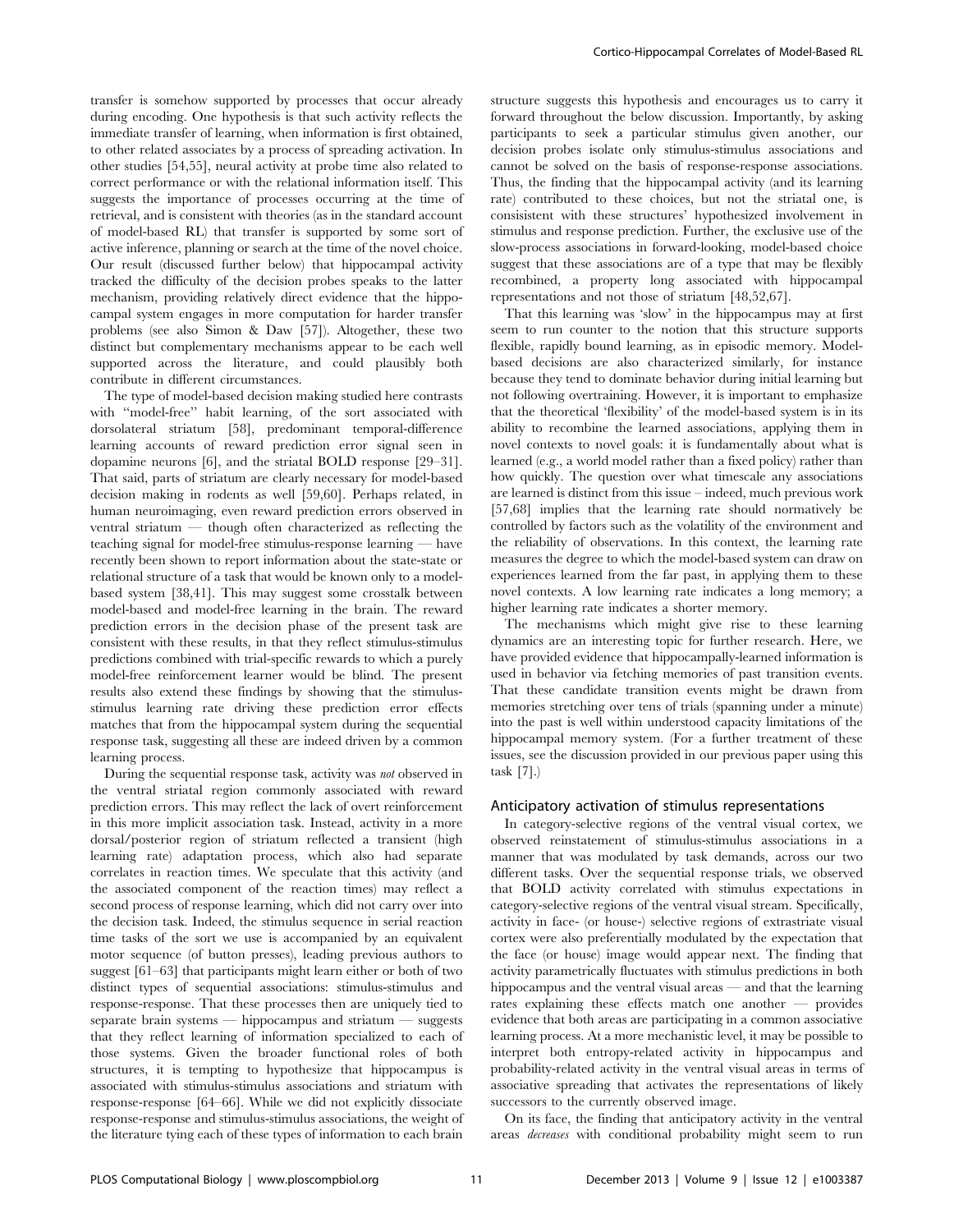transfer is somehow supported by processes that occur already during encoding. One hypothesis is that such activity reflects the immediate transfer of learning, when information is first obtained, to other related associates by a process of spreading activation. In other studies [54,55], neural activity at probe time also related to correct performance or with the relational information itself. This suggests the importance of processes occurring at the time of retrieval, and is consistent with theories (as in the standard account of model-based RL) that transfer is supported by some sort of active inference, planning or search at the time of the novel choice. Our result (discussed further below) that hippocampal activity tracked the difficulty of the decision probes speaks to the latter mechanism, providing relatively direct evidence that the hippocampal system engages in more computation for harder transfer problems (see also Simon & Daw [57]). Altogether, these two distinct but complementary mechanisms appear to be each well supported across the literature, and could plausibly both contribute in different circumstances.

The type of model-based decision making studied here contrasts with "model-free" habit learning, of the sort associated with dorsolateral striatum [58], predominant temporal-difference learning accounts of reward prediction error signal seen in dopamine neurons [6], and the striatal BOLD response [29–31]. That said, parts of striatum are clearly necessary for model-based decision making in rodents as well [59,60]. Perhaps related, in human neuroimaging, even reward prediction errors observed in ventral striatum — though often characterized as reflecting the teaching signal for model-free stimulus-response learning — have recently been shown to report information about the state-state or relational structure of a task that would be known only to a model-based system [38,41]. This may suggest some crosstalk between model-based and model-free learning in the brain. The reward prediction errors in the decision phase of the present task are consistent with these results, in that they reflect stimulus-stimulus predictions combined with trial-specific rewards to which a purely model-free reinforcement learner would be blind. The present results also extend these findings by showing that the stimulus-stimulus learning rate driving these prediction error effects matches that from the hippocampal system during the sequential response task, suggesting all these are indeed driven by a common learning process.

During the sequential response task, activity was *not* observed in the ventral striatal region commonly associated with reward prediction errors. This may reflect the lack of overt reinforcement in this more implicit association task. Instead, activity in a more dorsal/posterior region of striatum reflected a transient (high learning rate) adaptation process, which also had separate correlates in reaction times. We speculate that this activity (and the associated component of the reaction times) may reflect a second process of response learning, which did not carry over into the decision task. Indeed, the stimulus sequence in serial reaction time tasks of the sort we use is accompanied by an equivalent motor sequence (of button presses), leading previous authors to suggest [61–63] that participants might learn either or both of two distinct types of sequential associations: stimulus-stimulus and response-response. That these processes then are uniquely tied to separate brain systems — hippocampus and striatum — suggests that they reflect learning of information specialized to each of those systems. Given the broader functional roles of both structures, it is tempting to hypothesize that hippocampus is associated with stimulus-stimulus associations and striatum with response-response [64–66]. While we did not explicitly dissociate response-response and stimulus-stimulus associations, the weight of the literature tying each of these types of information to each brain structure suggests this hypothesis and encourages us to carry it forward throughout the below discussion. Importantly, by asking participants to seek a particular stimulus given another, our decision probes isolate only stimulus-stimulus associations and cannot be solved on the basis of response-response associations. Thus, the finding that the hippocampal activity (and its learning rate) contributed to these choices, but not the striatal one, is consisistent with these structures' hypothesized involvement in stimulus and response prediction. Further, the exclusive use of the slow-process associations in forward-looking, model-based choice suggest that these associations are of a type that may be flexibly recombined, a property long associated with hippocampal representations and not those of striatum [48,52,67].

That this learning was 'slow' in the hippocampus may at first seem to run counter to the notion that this structure supports flexible, rapidly bound learning, as in episodic memory. Model-based decisions are also characterized similarly, for instance because they tend to dominate behavior during initial learning but not following overtraining. However, it is important to emphasize that the theoretical 'flexibility' of the model-based system is in its ability to recombine the learned associations, applying them in novel contexts to novel goals: it is fundamentally about what is learned (e.g., a world model rather than a fixed policy) rather than how quickly. The question over what timescale any associations are learned is distinct from this issue – indeed, much previous work [57,68] implies that the learning rate should normatively be controlled by factors such as the volatility of the environment and the reliability of observations. In this context, the learning rate measures the degree to which the model-based system can draw on experiences learned from the far past, in applying them to these novel contexts. A low learning rate indicates a long memory; a higher learning rate indicates a shorter memory.

The mechanisms which might give rise to these learning dynamics are an interesting topic for further research. Here, we have provided evidence that hippocampally-learned information is used in behavior via fetching memories of past transition events. That these candidate transition events might be drawn from memories stretching over tens of trials (spanning under a minute) into the past is well within understood capacity limitations of the hippocampal memory system. (For a further treatment of these issues, see the discussion provided in our previous paper using this task [7].)

### Anticipatory activation of stimulus representations

In category-selective regions of the ventral visual cortex, we observed reinstatement of stimulus-stimulus associations in a manner that was modulated by task demands, across our two different tasks. Over the sequential response trials, we observed that BOLD activity correlated with stimulus expectations in category-selective regions of the ventral visual stream. Specifically, activity in face- (or house-) selective regions of extrastriate visual cortex were also preferentially modulated by the expectation that the face (or house) image would appear next. The finding that activity parametrically fluctuates with stimulus predictions in both hippocampus and the ventral visual areas — and that the learning rates explaining these effects match one another — provides evidence that both areas are participating in a common associative learning process. At a more mechanistic level, it may be possible to interpret both entropy-related activity in hippocampus and probability-related activity in the ventral visual areas in terms of associative spreading that activates the representations of likely successors to the currently observed image.

On its face, the finding that anticipatory activity in the ventral areas *decreases* with conditional probability might seem to run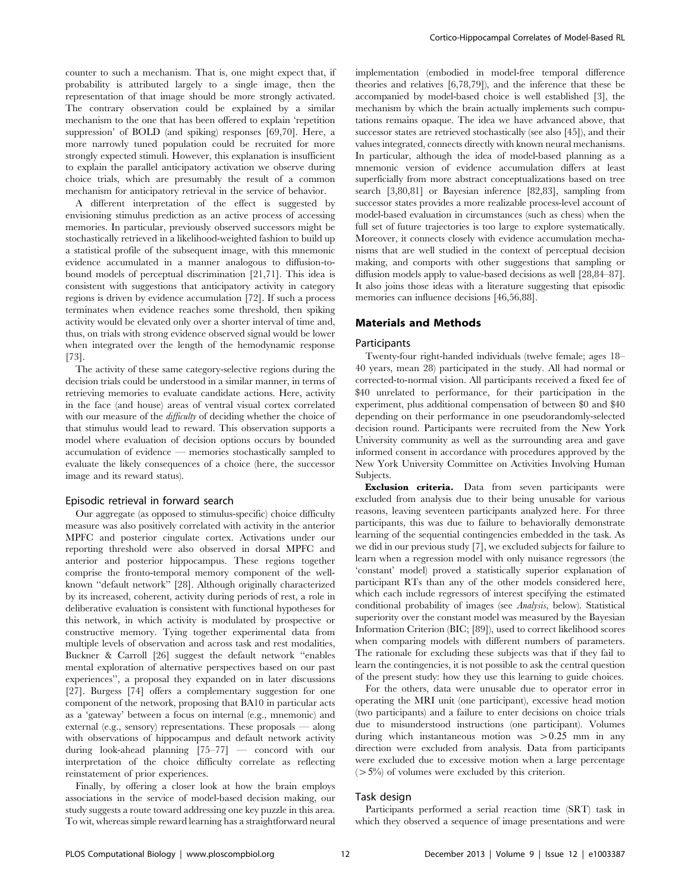counter to such a mechanism. That is, one might expect that, if probability is attributed largely to a single image, then the representation of that image should be more strongly activated. The contrary observation could be explained by a similar mechanism to the one that has been offered to explain 'repetition suppression' of BOLD (and spiking) responses [69,70]. Here, a more narrowly tuned population could be recruited for more strongly expected stimuli. However, this explanation is insufficient to explain the parallel anticipatory activation we observe during choice trials, which are presumably the result of a common mechanism for anticipatory retrieval in the service of behavior.

A different interpretation of the effect is suggested by envisioning stimulus prediction as an active process of accessing memories. In particular, previously observed successors might be stochastically retrieved in a likelihood-weighted fashion to build up a statistical profile of the subsequent image, with this mnemonic evidence accumulated in a manner analogous to diffusion-to-bound models of perceptual discrimination [21,71]. This idea is consistent with suggestions that anticipatory activity in category regions is driven by evidence accumulation [72]. If such a process terminates when evidence reaches some threshold, then spiking activity would be elevated only over a shorter interval of time and, thus, on trials with strong evidence observed signal would be lower when integrated over the length of the hemodynamic response [73].

The activity of these same category-selective regions during the decision trials could be understood in a similar manner, in terms of retrieving memories to evaluate candidate actions. Here, activity in the face (and house) areas of ventral visual cortex correlated with our measure of the *difficulty* of deciding whether the choice of that stimulus would lead to reward. This observation supports a model where evaluation of decision options occurs by bounded accumulation of evidence — memories stochastically sampled to evaluate the likely consequences of a choice (here, the successor image and its reward status).

### Episodic retrieval in forward search

Our aggregate (as opposed to stimulus-specific) choice difficulty measure was also positively correlated with activity in the anterior MPFC and posterior cingulate cortex. Activations under our reporting threshold were also observed in dorsal MPFC and anterior and posterior hippocampus. These regions together comprise the fronto-temporal memory component of the well-known "default network" [28]. Although originally characterized by its increased, coherent, activity during periods of rest, a role in deliberative evaluation is consistent with functional hypotheses for this network, in which activity is modulated by prospective or constructive memory. Tying together experimental data from multiple levels of observation and across task and rest modalities, Buckner & Carroll [26] suggest the default network "enables mental exploration of alternative perspectives based on our past experiences", a proposal they expanded on in later discussions [27]. Burgess [74] offers a complementary suggestion for one component of the network, proposing that BA10 in particular acts as a 'gateway' between a focus on internal (e.g., mnemonic) and external (e.g., sensory) representations. These proposals — along with observations of hippocampus and default network activity during look-ahead planning [75–77] — concord with our interpretation of the choice difficulty correlate as reflecting reinstatement of prior experiences.

Finally, by offering a closer look at how the brain employs associations in the service of model-based decision making, our study suggests a route toward addressing one key puzzle in this area. To wit, whereas simple reward learning has a straightforward neural implementation (embodied in model-free temporal difference theories and relatives [6,78,79]), and the inference that these be accompanied by model-based choice is well established [3], the mechanism by which the brain actually implements such computations remains opaque. The idea we have advanced above, that successor states are retrieved stochastically (see also [45]), and their values integrated, connects directly with known neural mechanisms. In particular, although the idea of model-based planning as a mnemonic version of evidence accumulation differs at least superficially from more abstract conceptualizations based on tree search [3,80,81] or Bayesian inference [82,83], sampling from successor states provides a more realizable process-level account of model-based evaluation in circumstances (such as chess) when the full set of future trajectories is too large to explore systematically. Moreover, it connects closely with evidence accumulation mechanisms that are well studied in the context of perceptual decision making, and comports with other suggestions that sampling or diffusion models apply to value-based decisions as well [28,84–87]. It also joins those ideas with a literature suggesting that episodic memories can influence decisions [46,56,88].

## Materials and Methods

### Participants

Twenty-four right-handed individuals (twelve female; ages 18–40 years, mean 28) participated in the study. All had normal or corrected-to-normal vision. All participants received a fixed fee of \$40 unrelated to performance, for their participation in the experiment, plus additional compensation of between \$0 and \$40 depending on their performance in one pseudorandomly-selected decision round. Participants were recruited from the New York University community as well as the surrounding area and gave informed consent in accordance with procedures approved by the New York University Committee on Activities Involving Human Subjects.

**Exclusion criteria.** Data from seven participants were excluded from analysis due to their being unusable for various reasons, leaving seventeen participants analyzed here. For three participants, this was due to failure to behaviorally demonstrate learning of the sequential contingencies embedded in the task. As we did in our previous study [7], we excluded subjects for failure to learn when a regression model with only nuisance regressors (the 'constant' model) proved a statistically superior explanation of participant RTs than any of the other models considered here, which each include regressors of interest specifying the estimated conditional probability of images (see *Analysis*, below). Statistical superiority over the constant model was measured by the Bayesian Information Criterion (BIC; [89]), used to correct likelihood scores when comparing models with different numbers of parameters. The rationale for excluding these subjects was that if they fail to learn the contingencies, it is not possible to ask the central question of the present study: how they use this learning to guide choices.

For the others, data were unusable due to operator error in operating the MRI unit (one participant), excessive head motion (two participants) and a failure to enter decisions on choice trials due to misunderstood instructions (one participant). Volumes during which instantaneous motion was $>0.25$ mm in any direction were excluded from analysis. Data from participants were excluded due to excessive motion when a large percentage ($>5\%$) of volumes were excluded by this criterion.

### Task design

Participants performed a serial reaction time (SRT) task in which they observed a sequence of image presentations and were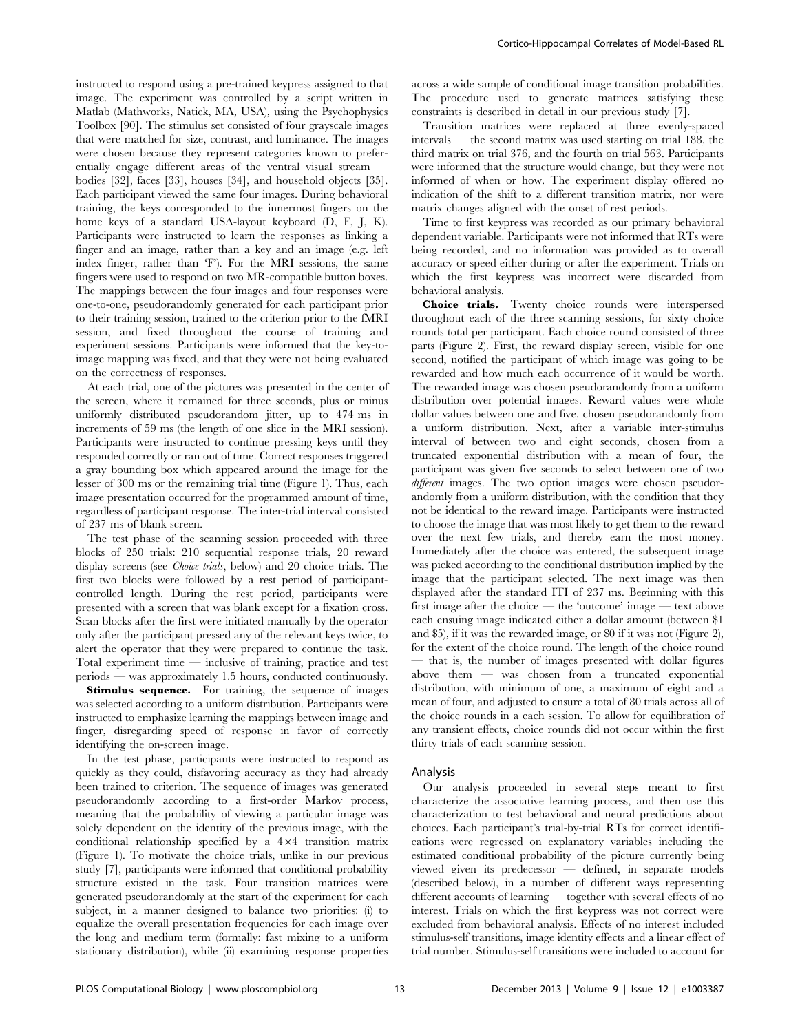instructed to respond using a pre-trained keypress assigned to that image. The experiment was controlled by a script written in Matlab (Mathworks, Natick, MA, USA), using the Psychophysics Toolbox [90]. The stimulus set consisted of four grayscale images that were matched for size, contrast, and luminance. The images were chosen because they represent categories known to preferentially engage different areas of the ventral visual stream — bodies [32], faces [33], houses [34], and household objects [35]. Each participant viewed the same four images. During behavioral training, the keys corresponded to the innermost fingers on the home keys of a standard USA-layout keyboard (D, F, J, K). Participants were instructed to learn the responses as linking a finger and an image, rather than a key and an image (e.g. left index finger, rather than 'F'). For the MRI sessions, the same fingers were used to respond on two MR-compatible button boxes. The mappings between the four images and four responses were one-to-one, pseudorandomly generated for each participant prior to their training session, trained to the criterion prior to the fMRI session, and fixed throughout the course of training and experiment sessions. Participants were informed that the key-to-image mapping was fixed, and that they were not being evaluated on the correctness of responses.

At each trial, one of the pictures was presented in the center of the screen, where it remained for three seconds, plus or minus uniformly distributed pseudorandom jitter, up to 474 ms in increments of 59 ms (the length of one slice in the MRI session). Participants were instructed to continue pressing keys until they responded correctly or ran out of time. Correct responses triggered a gray bounding box which appeared around the image for the lesser of 300 ms or the remaining trial time (Figure 1). Thus, each image presentation occurred for the programmed amount of time, regardless of participant response. The inter-trial interval consisted of 237 ms of blank screen.

The test phase of the scanning session proceeded with three blocks of 250 trials: 210 sequential response trials, 20 reward display screens (see *Choice trials*, below) and 20 choice trials. The first two blocks were followed by a rest period of participant-controlled length. During the rest period, participants were presented with a screen that was blank except for a fixation cross. Scan blocks after the first were initiated manually by the operator only after the participant pressed any of the relevant keys twice, to alert the operator that they were prepared to continue the task. Total experiment time — inclusive of training, practice and test periods — was approximately 1.5 hours, conducted continuously.

**Stimulus sequence.** For training, the sequence of images was selected according to a uniform distribution. Participants were instructed to emphasize learning the mappings between image and finger, disregarding speed of response in favor of correctly identifying the on-screen image.

In the test phase, participants were instructed to respond as quickly as they could, disfavoring accuracy as they had already been trained to criterion. The sequence of images was generated pseudorandomly according to a first-order Markov process, meaning that the probability of viewing a particular image was solely dependent on the identity of the previous image, with the conditional relationship specified by a $4 \times 4$ transition matrix (Figure 1). To motivate the choice trials, unlike in our previous study [7], participants were informed that conditional probability structure existed in the task. Four transition matrices were generated pseudorandomly at the start of the experiment for each subject, in a manner designed to balance two priorities: (i) to equalize the overall presentation frequencies for each image over the long and medium term (formally: fast mixing to a uniform stationary distribution), while (ii) examining response properties across a wide sample of conditional image transition probabilities. The procedure used to generate matrices satisfying these constraints is described in detail in our previous study [7].

Transition matrices were replaced at three evenly-spaced intervals — the second matrix was used starting on trial 188, the third matrix on trial 376, and the fourth on trial 563. Participants were informed that the structure would change, but they were not informed of when or how. The experiment display offered no indication of the shift to a different transition matrix, nor were matrix changes aligned with the onset of rest periods.

Time to first keypress was recorded as our primary behavioral dependent variable. Participants were not informed that RTs were being recorded, and no information was provided as to overall accuracy or speed either during or after the experiment. Trials on which the first keypress was incorrect were discarded from behavioral analysis.

**Choice trials.** Twenty choice rounds were interspersed throughout each of the three scanning sessions, for sixty choice rounds total per participant. Each choice round consisted of three parts (Figure 2). First, the reward display screen, visible for one second, notified the participant of which image was going to be rewarded and how much each occurrence of it would be worth. The rewarded image was chosen pseudorandomly from a uniform distribution over potential images. Reward values were whole dollar values between one and five, chosen pseudorandomly from a uniform distribution. Next, after a variable inter-stimulus interval of between two and eight seconds, chosen from a truncated exponential distribution with a mean of four, the participant was given five seconds to select between one of two *different* images. The two option images were chosen pseudorandomly from a uniform distribution, with the condition that they not be identical to the reward image. Participants were instructed to choose the image that was most likely to get them to the reward over the next few trials, and thereby earn the most money. Immediately after the choice was entered, the subsequent image was picked according to the conditional distribution implied by the image that the participant selected. The next image was then displayed after the standard ITI of 237 ms. Beginning with this first image after the choice — the 'outcome' image — text above each ensuing image indicated either a dollar amount (between $1 and $5), if it was the rewarded image, or $0 if it was not (Figure 2), for the extent of the choice round. The length of the choice round — that is, the number of images presented with dollar figures above them — was chosen from a truncated exponential distribution, with minimum of one, a maximum of eight and a mean of four, and adjusted to ensure a total of 80 trials across all of the choice rounds in a each session. To allow for equilibration of any transient effects, choice rounds did not occur within the first thirty trials of each scanning session.

## Analysis

Our analysis proceeded in several steps meant to first characterize the associative learning process, and then use this characterization to test behavioral and neural predictions about choices. Each participant's trial-by-trial RTs for correct identifications were regressed on explanatory variables including the estimated conditional probability of the picture currently being viewed given its predecessor — defined, in separate models (described below), in a number of different ways representing different accounts of learning — together with several effects of no interest. Trials on which the first keypress was not correct were excluded from behavioral analysis. Effects of no interest included stimulus-self transitions, image identity effects and a linear effect of trial number. Stimulus-self transitions were included to account for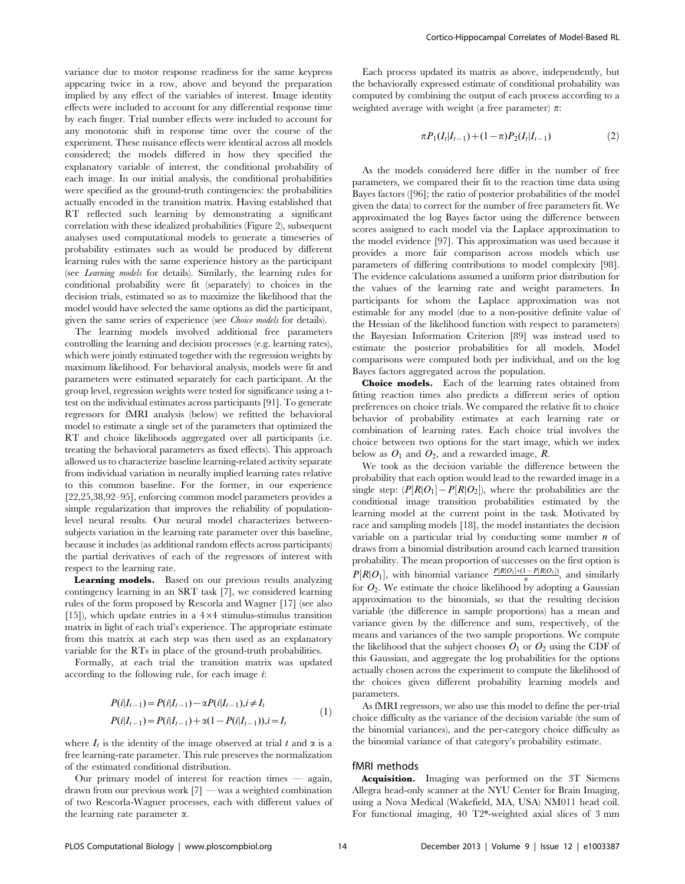variance due to motor response readiness for the same keypress appearing twice in a row, above and beyond the preparation implied by any effect of the variables of interest. Image identity effects were included to account for any differential response time by each finger. Trial number effects were included to account for any monotonic shift in response time over the course of the experiment. These nuisance effects were identical across all models considered; the models differed in how they specified the explanatory variable of interest, the conditional probability of each image. In our initial analysis, the conditional probabilities were specified as the ground-truth contingencies: the probabilities actually encoded in the transition matrix. Having established that RT reflected such learning by demonstrating a significant correlation with these idealized probabilities (Figure 2), subsequent analyses used computational models to generate a timeseries of probability estimates such as would be produced by different learning rules with the same experience history as the participant (see *Learning models* for details). Similarly, the learning rules for conditional probability were fit (separately) to choices in the decision trials, estimated so as to maximize the likelihood that the model would have selected the same options as did the participant, given the same series of experience (see *Choice models* for details).

The learning models involved additional free parameters controlling the learning and decision processes (e.g. learning rates), which were jointly estimated together with the regression weights by maximum likelihood. For behavioral analysis, models were fit and parameters were estimated separately for each participant. At the group level, regression weights were tested for significance using a t-test on the individual estimates across participants [91]. To generate regressors for fMRI analysis (below) we refitted the behavioral model to estimate a single set of the parameters that optimized the RT and choice likelihoods aggregated over all participants (i.e. treating the behavioral parameters as fixed effects). This approach allowed us to characterize baseline learning-related activity separate from individual variation in neurally implied learning rates relative to this common baseline. For the former, in our experience [22,25,38,92–95], enforcing common model parameters provides a simple regularization that improves the reliability of population-level neural results. Our neural model characterizes between-subjects variation in the learning rate parameter over this baseline, because it includes (as additional random effects across participants) the partial derivatives of each of the regressors of interest with respect to the learning rate.

**Learning models.** Based on our previous results analyzing contingency learning in an SRT task [7], we considered learning rules of the form proposed by Rescorla and Wagner [17] (see also [15]), which update entries in a 4×4 stimulus-stimulus transition matrix in light of each trial's experience. The appropriate estimate from this matrix at each step was then used as an explanatory variable for the RTs in place of the ground-truth probabilities.

Formally, at each trial the transition matrix was updated according to the following rule, for each image $i$:

$$
\begin{aligned}
P(i|I_{t-1}) &= P(i|I_{t-1}) - \alpha P(i|I_{t-1}), i \neq I_t \\
P(i|I_{t-1}) &= P(i|I_{t-1}) + \alpha(1 - P(i|I_{t-1})), i = I_t
\end{aligned}
\tag{1}
$$

where $I_t$ is the identity of the image observed at trial $t$ and $\alpha$ is a free learning-rate parameter. This rule preserves the normalization of the estimated conditional distribution.

Our primary model of interest for reaction times — again, drawn from our previous work [7] — was a weighted combination of two Rescorla-Wagner processes, each with different values of the learning rate parameter $\alpha$.

Each process updated its matrix as above, independently, but the behaviorally expressed estimate of conditional probability was computed by combining the output of each process according to a weighted average with weight (a free parameter) $\pi$:

$$
\pi P_1(I_t|I_{t-1}) + (1-\pi) P_2(I_t|I_{t-1}) \tag{2}
$$

As the models considered here differ in the number of free parameters, we compared their fit to the reaction time data using Bayes factors ([96]; the ratio of posterior probabilities of the model given the data) to correct for the number of free parameters fit. We approximated the log Bayes factor using the difference between scores assigned to each model via the Laplace approximation to the model evidence [97]. This approximation was used because it provides a more fair comparison across models which use parameters of differing contributions to model complexity [98]. The evidence calculations assumed a uniform prior distribution for the values of the learning rate and weight parameters. In participants for whom the Laplace approximation was not estimable for any model (due to a non-positive definite value of the Hessian of the likelihood function with respect to parameters) the Bayesian Information Criterion [89] was instead used to estimate the posterior probabilities for all models. Model comparisons were computed both per individual, and on the log Bayes factors aggregated across the population.

**Choice models.** Each of the learning rates obtained from fitting reaction times also predicts a different series of option preferences on choice trials. We compared the relative fit to choice behavior of probability estimates at each learning rate or combination of learning rates. Each choice trial involves the choice between two options for the start image, which we index below as $O_1$ and $O_2$, and a rewarded image, $R$.

We took as the decision variable the difference between the probability that each option would lead to the rewarded image in a single step: $(P[R|O_1] - P[R|O_2])$, where the probabilities are the conditional image transition probabilities estimated by the learning model at the current point in the task. Motivated by race and sampling models [18], the model instantiates the decision variable on a particular trial by conducting some number $n$ of draws from a binomial distribution around each learned transition probability. The mean proportion of successes on the first option is $P[R|O_1]$, with binomial variance $\frac{P[R|O_1]*(1-P[R|O_1])}{n}$, and similarly for $O_2$. We estimate the choice likelihood by adopting a Gaussian approximation to the binomials, so that the resulting decision variable (the difference in sample proportions) has a mean and variance given by the difference and sum, respectively, of the means and variances of the two sample proportions. We compute the likelihood that the subject chooses $O_1$ or $O_2$ using the CDF of this Gaussian, and aggregate the log probabilities for the options actually chosen across the experiment to compute the likelihood of the choices given different probability learning models and parameters.

As fMRI regressors, we also use this model to define the per-trial choice difficulty as the variance of the decision variable (the sum of the binomial variances), and the per-category choice difficulty as the binomial variance of that category's probability estimate.

## fMRI methods

**Acquisition.** Imaging was performed on the 3T Siemens Allegra head-only scanner at the NYU Center for Brain Imaging, using a Nova Medical (Wakefield, MA, USA) NM011 head coil. For functional imaging, 40 T2*-weighted axial slices of 3 mm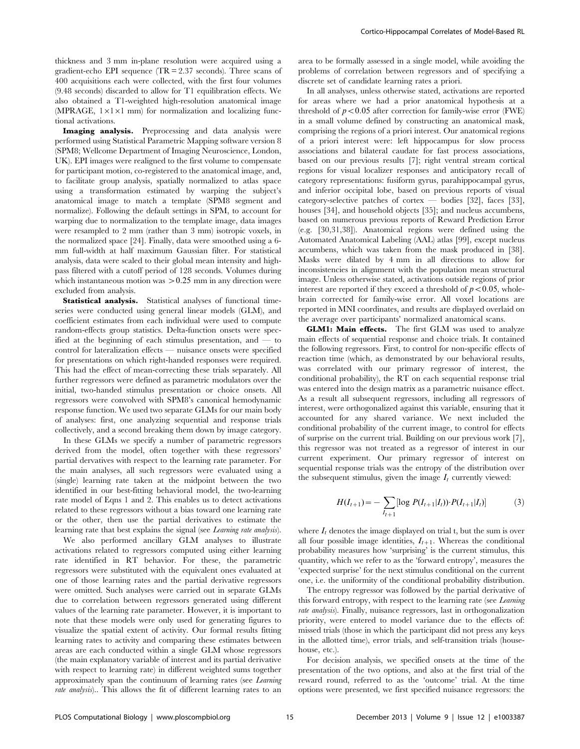thickness and 3 mm in-plane resolution were acquired using a gradient-echo EPI sequence (TR = 2.37 seconds). Three scans of 400 acquisitions each were collected, with the first four volumes (9.48 seconds) discarded to allow for T1 equilibration effects. We also obtained a T1-weighted high-resolution anatomical image (MPRAGE, 1×1×1 mm) for normalization and localizing functional activations.

**Imaging analysis.** Preprocessing and data analysis were performed using Statistical Parametric Mapping software version 8 (SPM8; Wellcome Department of Imaging Neuroscience, London, UK). EPI images were realigned to the first volume to compensate for participant motion, co-registered to the anatomical image, and, to facilitate group analysis, spatially normalized to atlas space using a transformation estimated by warping the subject's anatomical image to match a template (SPM8 segment and normalize). Following the default settings in SPM, to account for warping due to normalization to the template image, data images were resampled to 2 mm (rather than 3 mm) isotropic voxels, in the normalized space [24]. Finally, data were smoothed using a 6-mm full-width at half maximum Gaussian filter. For statistical analysis, data were scaled to their global mean intensity and high-pass filtered with a cutoff period of 128 seconds. Volumes during which instantaneous motion was >0.25 mm in any direction were excluded from analysis.

**Statistical analysis.** Statistical analyses of functional time-series were conducted using general linear models (GLM), and coefficient estimates from each individual were used to compute random-effects group statistics. Delta-function onsets were specified at the beginning of each stimulus presentation, and — to control for lateralization effects — nuisance onsets were specified for presentations on which right-handed responses were required. This had the effect of mean-correcting these trials separately. All further regressors were defined as parametric modulators over the initial, two-handed stimulus presentation or choice onsets. All regressors were convolved with SPM8's canonical hemodynamic response function. We used two separate GLMs for our main body of analyses: first, one analyzing sequential and response trials collectively, and a second breaking them down by image category.

In these GLMs we specify a number of parametric regressors derived from the model, often together with these regressors' partial dervatives with respect to the learning rate parameter. For the main analyses, all such regressors were evaluated using a (single) learning rate taken at the midpoint between the two identified in our best-fitting behavioral model, the two-learning rate model of Eqns 1 and 2. This enables us to detect activations related to these regressors without a bias toward one learning rate or the other, then use the partial derivatives to estimate the learning rate that best explains the signal (see *Learning rate analysis*).

We also performed ancillary GLM analyses to illustrate activations related to regressors computed using either learning rate identified in RT behavior. For these, the parametric regressors were substituted with the equivalent ones evaluated at one of those learning rates and the partial derivative regressors were omitted. Such analyses were carried out in separate GLMs due to correlation between regressors generated using different values of the learning rate parameter. However, it is important to note that these models were only used for generating figures to visualize the spatial extent of activity. Our formal results fitting learning rates to activity and comparing these estimates between areas are each conducted within a single GLM whose regressors (the main explanatory variable of interest and its partial derivative with respect to learning rate) in different weighted sums together approximately span the continuum of learning rates (see *Learning rate analysis*).. This allows the fit of different learning rates to an area to be formally assessed in a single model, while avoiding the problems of correlation between regressors and of specifying a discrete set of candidate learning rates a priori.

In all analyses, unless otherwise stated, activations are reported for areas where we had a prior anatomical hypothesis at a threshold of $p<0.05$ after correction for family-wise error (FWE) in a small volume defined by constructing an anatomical mask, comprising the regions of a priori interest. Our anatomical regions of a priori interest were: left hippocampus for slow process associations and bilateral caudate for fast process associations, based on our previous results [7]; right ventral stream cortical regions for visual localizer responses and anticipatory recall of category representations: fusiform gyrus, parahippocampal gyrus, and inferior occipital lobe, based on previous reports of visual category-selective patches of cortex — bodies [32], faces [33], houses [34], and household objects [35]; and nucleus accumbens, based on numerous previous reports of Reward Prediction Error (e.g. [30,31,38]). Anatomical regions were defined using the Automated Anatomical Labeling (AAL) atlas [99], except nucleus accumbens, which was taken from the mask produced in [38]. Masks were dilated by 4 mm in all directions to allow for inconsistencies in alignment with the population mean structural image. Unless otherwise stated, activations outside regions of prior interest are reported if they exceed a threshold of $p<0.05$, whole-brain corrected for family-wise error. All voxel locations are reported in MNI coordinates, and results are displayed overlaid on the average over participants' normalized anatomical scans.

**GLM1: Main effects.** The first GLM was used to analyze main effects of sequential response and choice trials. It contained the following regressors. First, to control for non-specific effects of reaction time (which, as demonstrated by our behavioral results, was correlated with our primary regressor of interest, the conditional probability), the RT on each sequential response trial was entered into the design matrix as a parametric nuisance effect. As a result all subsequent regressors, including all regressors of interest, were orthogonalized against this variable, ensuring that it accounted for any shared variance. We next included the conditional probability of the current image, to control for effects of surprise on the current trial. Building on our previous work [7], this regressor was not treated as a regressor of interest in our current experiment. Our primary regressor of interest on sequential response trials was the entropy of the distribution over the subsequent stimulus, given the image $I_t$ currently viewed:

$$H(I_{t+1}) = -\sum_{I_{t+1}} [\log P(I_{t+1}|I_t)) \cdot P(I_{t+1}|I_t)] \tag{3}$$

where $I_t$ denotes the image displayed on trial t, but the sum is over all four possible image identities, $I_{t+1}$. Whereas the conditional probability measures how 'surprising' is the current stimulus, this quantity, which we refer to as the 'forward entropy', measures the 'expected surprise' for the next stimulus conditional on the current one, i.e. the uniformity of the conditional probability distribution.

The entropy regressor was followed by the partial derivative of this forward entropy, with respect to the learning rate (see *Learning rate analysis*). Finally, nuisance regressors, last in orthogonalization priority, were entered to model variance due to the effects of: missed trials (those in which the participant did not press any keys in the allotted time), error trials, and self-transition trials (house-house, etc.).

For decision analysis, we specified onsets at the time of the presentation of the two options, and also at the first trial of the reward round, referred to as the 'outcome' trial. At the time options were presented, we first specified nuisance regressors: the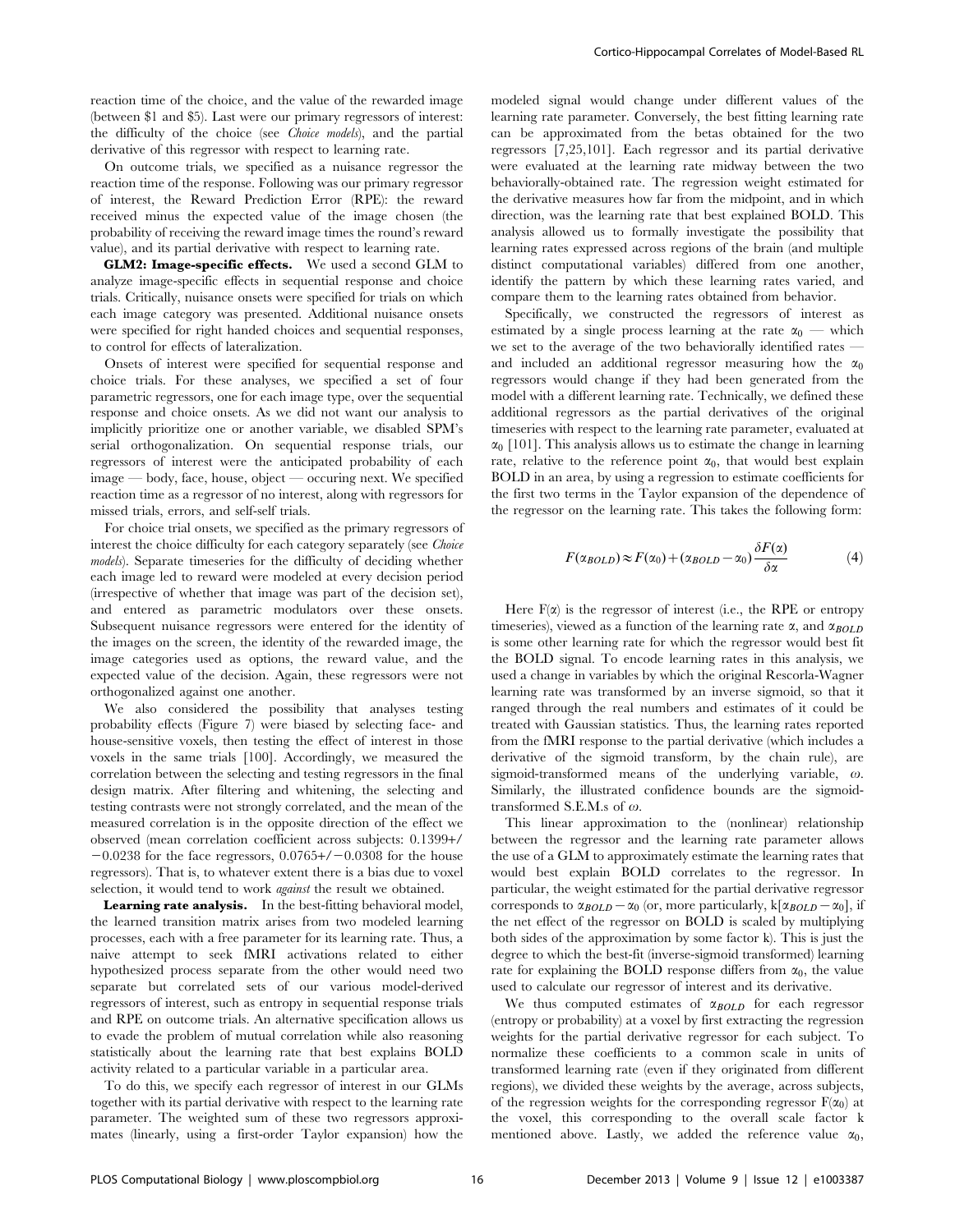reaction time of the choice, and the value of the rewarded image (between $1 and $5). Last were our primary regressors of interest: the difficulty of the choice (see *Choice models*), and the partial derivative of this regressor with respect to learning rate.

On outcome trials, we specified as a nuisance regressor the reaction time of the response. Following was our primary regressor of interest, the Reward Prediction Error (RPE): the reward received minus the expected value of the image chosen (the probability of receiving the reward image times the round's reward value), and its partial derivative with respect to learning rate.

**GLM2: Image-specific effects.** We used a second GLM to analyze image-specific effects in sequential response and choice trials. Critically, nuisance onsets were specified for trials on which each image category was presented. Additional nuisance onsets were specified for right handed choices and sequential responses, to control for effects of lateralization.

Onsets of interest were specified for sequential response and choice trials. For these analyses, we specified a set of four parametric regressors, one for each image type, over the sequential response and choice onsets. As we did not want our analysis to implicitly prioritize one or another variable, we disabled SPM's serial orthogonalization. On sequential response trials, our regressors of interest were the anticipated probability of each image — body, face, house, object — occuring next. We specified reaction time as a regressor of no interest, along with regressors for missed trials, errors, and self-self trials.

For choice trial onsets, we specified as the primary regressors of interest the choice difficulty for each category separately (see *Choice models*). Separate timeseries for the difficulty of deciding whether each image led to reward were modeled at every decision period (irrespective of whether that image was part of the decision set), and entered as parametric modulators over these onsets. Subsequent nuisance regressors were entered for the identity of the images on the screen, the identity of the rewarded image, the image categories used as options, the reward value, and the expected value of the decision. Again, these regressors were not orthogonalized against one another.

We also considered the possibility that analyses testing probability effects (Figure 7) were biased by selecting face- and house-sensitive voxels, then testing the effect of interest in those voxels in the same trials [100]. Accordingly, we measured the correlation between the selecting and testing regressors in the final design matrix. After filtering and whitening, the selecting and testing contrasts were not strongly correlated, and the mean of the measured correlation is in the opposite direction of the effect we observed (mean correlation coefficient across subjects: 0.1399+/−0.0238 for the face regressors, 0.0765+/−0.0308 for the house regressors). That is, to whatever extent there is a bias due to voxel selection, it would tend to work *against* the result we obtained.

**Learning rate analysis.** In the best-fitting behavioral model, the learned transition matrix arises from two modeled learning processes, each with a free parameter for its learning rate. Thus, a naive attempt to seek fMRI activations related to either hypothesized process separate from the other would need two separate but correlated sets of our various model-derived regressors of interest, such as entropy in sequential response trials and RPE on outcome trials. An alternative specification allows us to evade the problem of mutual correlation while also reasoning statistically about the learning rate that best explains BOLD activity related to a particular variable in a particular area.

To do this, we specify each regressor of interest in our GLMs together with its partial derivative with respect to the learning rate parameter. The weighted sum of these two regressors approximates (linearly, using a first-order Taylor expansion) how the modeled signal would change under different values of the learning rate parameter. Conversely, the best fitting learning rate can be approximated from the betas obtained for the two regressors [7,25,101]. Each regressor and its partial derivative were evaluated at the learning rate midway between the two behaviorally-obtained rate. The regression weight estimated for the derivative measures how far from the midpoint, and in which direction, was the learning rate that best explained BOLD. This analysis allowed us to formally investigate the possibility that learning rates expressed across regions of the brain (and multiple distinct computational variables) differed from one another, identify the pattern by which these learning rates varied, and compare them to the learning rates obtained from behavior.

Specifically, we constructed the regressors of interest as estimated by a single process learning at the rate $\alpha_0$ — which we set to the average of the two behaviorally identified rates — and included an additional regressor measuring how the $\alpha_0$ regressors would change if they had been generated from the model with a different learning rate. Technically, we defined these additional regressors as the partial derivatives of the original timeseries with respect to the learning rate parameter, evaluated at $\alpha_0$ [101]. This analysis allows us to estimate the change in learning rate, relative to the reference point $\alpha_0$, that would best explain BOLD in an area, by using a regression to estimate coefficients for the first two terms in the Taylor expansion of the dependence of the regressor on the learning rate. This takes the following form:

$$F(\alpha_{BOLD}) \approx F(\alpha_0) + (\alpha_{BOLD} - \alpha_0)\frac{\delta F(\alpha)}{\delta \alpha} \tag{4}$$

Here $F(\alpha)$ is the regressor of interest (i.e., the RPE or entropy timeseries), viewed as a function of the learning rate $\alpha$, and $\alpha_{BOLD}$ is some other learning rate for which the regressor would best fit the BOLD signal. To encode learning rates in this analysis, we used a change in variables by which the original Rescorla-Wagner learning rate was transformed by an inverse sigmoid, so that it ranged through the real numbers and estimates of it could be treated with Gaussian statistics. Thus, the learning rates reported from the fMRI response to the partial derivative (which includes a derivative of the sigmoid transform, by the chain rule), are sigmoid-transformed means of the underlying variable, $\omega$. Similarly, the illustrated confidence bounds are the sigmoid-transformed S.E.M.s of $\omega$.

This linear approximation to the (nonlinear) relationship between the regressor and the learning rate parameter allows the use of a GLM to approximately estimate the learning rates that would best explain BOLD correlates to the regressor. In particular, the weight estimated for the partial derivative regressor corresponds to $\alpha_{BOLD} - \alpha_0$ (or, more particularly, $k[\alpha_{BOLD} - \alpha_0]$, if the net effect of the regressor on BOLD is scaled by multiplying both sides of the approximation by some factor k). This is just the degree to which the best-fit (inverse-sigmoid transformed) learning rate for explaining the BOLD response differs from $\alpha_0$, the value used to calculate our regressor of interest and its derivative.

We thus computed estimates of $\alpha_{BOLD}$ for each regressor (entropy or probability) at a voxel by first extracting the regression weights for the partial derivative regressor for each subject. To normalize these coefficients to a common scale in units of transformed learning rate (even if they originated from different regions), we divided these weights by the average, across subjects, of the regression weights for the corresponding regressor $F(\alpha_0)$ at the voxel, this corresponding to the overall scale factor k mentioned above. Lastly, we added the reference value $\alpha_0$,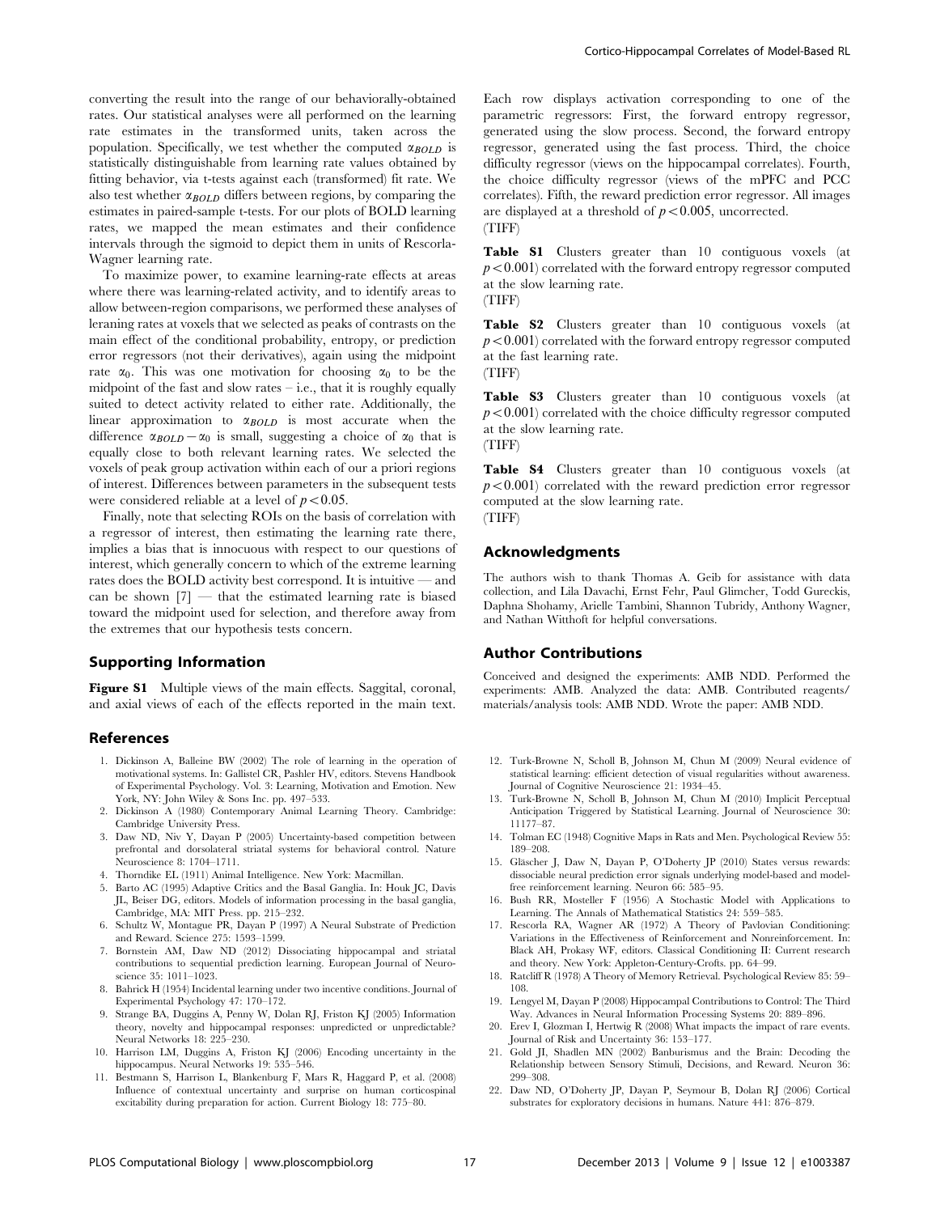converting the result into the range of our behaviorally-obtained rates. Our statistical analyses were all performed on the learning rate estimates in the transformed units, taken across the population. Specifically, we test whether the computed $\alpha_{BOLD}$ is statistically distinguishable from learning rate values obtained by fitting behavior, via t-tests against each (transformed) fit rate. We also test whether $\alpha_{BOLD}$ differs between regions, by comparing the estimates in paired-sample t-tests. For our plots of BOLD learning rates, we mapped the mean estimates and their confidence intervals through the sigmoid to depict them in units of Rescorla-Wagner learning rate.

To maximize power, to examine learning-rate effects at areas where there was learning-related activity, and to identify areas to allow between-region comparisons, we performed these analyses of leraning rates at voxels that we selected as peaks of contrasts on the main effect of the conditional probability, entropy, or prediction error regressors (not their derivatives), again using the midpoint rate $\alpha_0$. This was one motivation for choosing $\alpha_0$ to be the midpoint of the fast and slow rates – i.e., that it is roughly equally suited to detect activity related to either rate. Additionally, the linear approximation to $\alpha_{BOLD}$ is most accurate when the difference $\alpha_{BOLD} - \alpha_0$ is small, suggesting a choice of $\alpha_0$ that is equally close to both relevant learning rates. We selected the voxels of peak group activation within each of our a priori regions of interest. Differences between parameters in the subsequent tests were considered reliable at a level of $p < 0.05$.

Finally, note that selecting ROIs on the basis of correlation with a regressor of interest, then estimating the learning rate there, implies a bias that is innocuous with respect to our questions of interest, which generally concern to which of the extreme learning rates does the BOLD activity best correspond. It is intuitive — and can be shown [7] — that the estimated learning rate is biased toward the midpoint used for selection, and therefore away from the extremes that our hypothesis tests concern.

## Supporting Information

**Figure S1** Multiple views of the main effects. Saggital, coronal, and axial views of each of the effects reported in the main text. Each row displays activation corresponding to one of the parametric regressors: First, the forward entropy regressor, generated using the slow process. Second, the forward entropy regressor, generated using the fast process. Third, the choice difficulty regressor (views on the hippocampal correlates). Fourth, the choice difficulty regressor (views of the mPFC and PCC correlates). Fifth, the reward prediction error regressor. All images are displayed at a threshold of $p < 0.005$, uncorrected.
(TIFF)

**Table S1** Clusters greater than 10 contiguous voxels (at $p < 0.001$) correlated with the forward entropy regressor computed at the slow learning rate.
(TIFF)

**Table S2** Clusters greater than 10 contiguous voxels (at $p < 0.001$) correlated with the forward entropy regressor computed at the fast learning rate.
(TIFF)

**Table S3** Clusters greater than 10 contiguous voxels (at $p < 0.001$) correlated with the choice difficulty regressor computed at the slow learning rate.
(TIFF)

**Table S4** Clusters greater than 10 contiguous voxels (at $p < 0.001$) correlated with the reward prediction error regressor computed at the slow learning rate.
(TIFF)

## Acknowledgments

The authors wish to thank Thomas A. Geib for assistance with data collection, and Lila Davachi, Ernst Fehr, Paul Glimcher, Todd Gureckis, Daphna Shohamy, Arielle Tambini, Shannon Tubridy, Anthony Wagner, and Nathan Witthoft for helpful conversations.

## Author Contributions

Conceived and designed the experiments: AMB NDD. Performed the experiments: AMB. Analyzed the data: AMB. Contributed reagents/materials/analysis tools: AMB NDD. Wrote the paper: AMB NDD.

## References

1. Dickinson A, Balleine BW (2002) The role of learning in the operation of motivational systems. In: Gallistel CR, Pashler HV, editors. Stevens Handbook of Experimental Psychology. Vol. 3: Learning, Motivation and Emotion. New York, NY: John Wiley & Sons Inc. pp. 497–533.
2. Dickinson A (1980) Contemporary Animal Learning Theory. Cambridge: Cambridge University Press.
3. Daw ND, Niv Y, Dayan P (2005) Uncertainty-based competition between prefrontal and dorsolateral striatal systems for behavioral control. Nature Neuroscience 8: 1704–1711.
4. Thorndike EL (1911) Animal Intelligence. New York: Macmillan.
5. Barto AC (1995) Adaptive Critics and the Basal Ganglia. In: Houk JC, Davis JL, Beiser DG, editors. Models of information processing in the basal ganglia, Cambridge, MA: MIT Press. pp. 215–232.
6. Schultz W, Montague PR, Dayan P (1997) A Neural Substrate of Prediction and Reward. Science 275: 1593–1599.
7. Bornstein AM, Daw ND (2012) Dissociating hippocampal and striatal contributions to sequential prediction learning. European Journal of Neuroscience 35: 1011–1023.
8. Bahrick H (1954) Incidental learning under two incentive conditions. Journal of Experimental Psychology 47: 170–172.
9. Strange BA, Duggins A, Penny W, Dolan RJ, Friston KJ (2005) Information theory, novelty and hippocampal responses: unpredicted or unpredictable? Neural Networks 18: 225–230.
10. Harrison LM, Duggins A, Friston KJ (2006) Encoding uncertainty in the hippocampus. Neural Networks 19: 535–546.
11. Bestmann S, Harrison L, Blankenburg F, Mars R, Haggard P, et al. (2008) Influence of contextual uncertainty and surprise on human corticospinal excitability during preparation for action. Current Biology 18: 775–80.
12. Turk-Browne N, Scholl B, Johnson M, Chun M (2009) Neural evidence of statistical learning: efficient detection of visual regularities without awareness. Journal of Cognitive Neuroscience 21: 1934–45.
13. Turk-Browne N, Scholl B, Johnson M, Chun M (2010) Implicit Perceptual Anticipation Triggered by Statistical Learning. Journal of Neuroscience 30: 11177–87.
14. Tolman EC (1948) Cognitive Maps in Rats and Men. Psychological Review 55: 189–208.
15. Gläscher J, Daw N, Dayan P, O'Doherty JP (2010) States versus rewards: dissociable neural prediction error signals underlying model-based and model-free reinforcement learning. Neuron 66: 585–95.
16. Bush RR, Mosteller F (1956) A Stochastic Model with Applications to Learning. The Annals of Mathematical Statistics 24: 559–585.
17. Rescorla RA, Wagner AR (1972) A Theory of Pavlovian Conditioning: Variations in the Effectiveness of Reinforcement and Nonreinforcement. In: Black AH, Prokasy WF, editors. Classical Conditioning II: Current research and theory. New York: Appleton-Century-Crofts. pp. 64–99.
18. Ratcliff R (1978) A Theory of Memory Retrieval. Psychological Review 85: 59–108.
19. Lengyel M, Dayan P (2008) Hippocampal Contributions to Control: The Third Way. Advances in Neural Information Processing Systems 20: 889–896.
20. Erev I, Glozman I, Hertwig R (2008) What impacts the impact of rare events. Journal of Risk and Uncertainty 36: 153–177.
21. Gold JI, Shadlen MN (2002) Banburismus and the Brain: Decoding the Relationship between Sensory Stimuli, Decisions, and Reward. Neuron 36: 299–308.
22. Daw ND, O'Doherty JP, Dayan P, Seymour B, Dolan RJ (2006) Cortical substrates for exploratory decisions in humans. Nature 441: 876–879.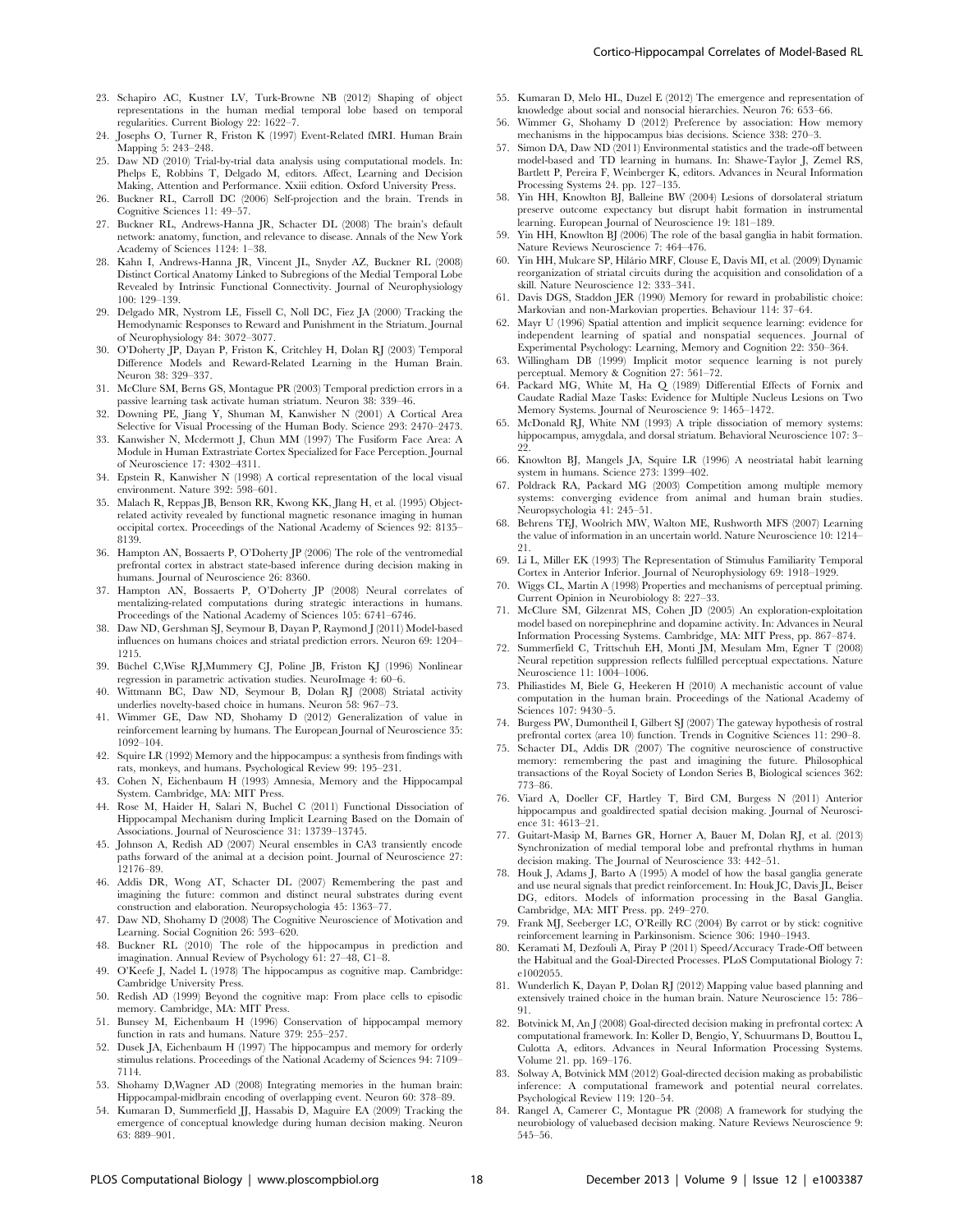23. Schapiro AC, Kustner LV, Turk-Browne NB (2012) Shaping of object representations in the human medial temporal lobe based on temporal regularities. Current Biology 22: 1622–7.
24. Josephs O, Turner R, Friston K (1997) Event-Related fMRI. Human Brain Mapping 5: 243–248.
25. Daw ND (2010) Trial-by-trial data analysis using computational models. In: Phelps E, Robbins T, Delgado M, editors. Affect, Learning and Decision Making, Attention and Performance. Xxiii edition. Oxford University Press.
26. Buckner RL, Carroll DC (2006) Self-projection and the brain. Trends in Cognitive Sciences 11: 49–57.
27. Buckner RL, Andrews-Hanna JR, Schacter DL (2008) The brain's default network: anatomy, function, and relevance to disease. Annals of the New York Academy of Sciences 1124: 1–38.
28. Kahn I, Andrews-Hanna JR, Vincent JL, Snyder AZ, Buckner RL (2008) Distinct Cortical Anatomy Linked to Subregions of the Medial Temporal Lobe Revealed by Intrinsic Functional Connectivity. Journal of Neurophysiology 100: 129–139.
29. Delgado MR, Nystrom LE, Fissell C, Noll DC, Fiez JA (2000) Tracking the Hemodynamic Responses to Reward and Punishment in the Striatum. Journal of Neurophysiology 84: 3072–3077.
30. O'Doherty JP, Dayan P, Friston K, Critchley H, Dolan RJ (2003) Temporal Difference Models and Reward-Related Learning in the Human Brain. Neuron 38: 329–337.
31. McClure SM, Berns GS, Montague PR (2003) Temporal prediction errors in a passive learning task activate human striatum. Neuron 38: 339–46.
32. Downing PE, Jiang Y, Shuman M, Kanwisher N (2001) A Cortical Area Selective for Visual Processing of the Human Body. Science 293: 2470–2473.
33. Kanwisher N, Mcdermott J, Chun MM (1997) The Fusiform Face Area: A Module in Human Extrastriate Cortex Specialized for Face Perception. Journal of Neuroscience 17: 4302–4311.
34. Epstein R, Kanwisher N (1998) A cortical representation of the local visual environment. Nature 392: 598–601.
35. Malach R, Reppas JB, Benson RR, Kwong KK, Jiang H, et al. (1995) Object-related activity revealed by functional magnetic resonance imaging in human occipital cortex. Proceedings of the National Academy of Sciences 92: 8135–8139.
36. Hampton AN, Bossaerts P, O'Doherty JP (2006) The role of the ventromedial prefrontal cortex in abstract state-based inference during decision making in humans. Journal of Neuroscience 26: 8360.
37. Hampton AN, Bossaerts P, O'Doherty JP (2008) Neural correlates of mentalizing-related computations during strategic interactions in humans. Proceedings of the National Academy of Sciences 105: 6741–6746.
38. Daw ND, Gershman SJ, Seymour B, Dayan P, Raymond J (2011) Model-based influences on humans choices and striatal prediction errors. Neuron 69: 1204–1215.
39. Büchel C,Wise RJ,Mummery CJ, Poline JB, Friston KJ (1996) Nonlinear regression in parametric activation studies. NeuroImage 4: 60–6.
40. Wittmann BC, Daw ND, Seymour B, Dolan RJ (2008) Striatal activity underlies novelty-based choice in humans. Neuron 58: 967–73.
41. Wimmer GE, Daw ND, Shohamy D (2012) Generalization of value in reinforcement learning by humans. The European Journal of Neuroscience 35: 1092–104.
42. Squire LR (1992) Memory and the hippocampus: a synthesis from findings with rats, monkeys, and humans. Psychological Review 99: 195–231.
43. Cohen N, Eichenbaum H (1993) Amnesia, Memory and the Hippocampal System. Cambridge, MA: MIT Press.
44. Rose M, Haider H, Salari N, Buchel C (2011) Functional Dissociation of Hippocampal Mechanism during Implicit Learning Based on the Domain of Associations. Journal of Neuroscience 31: 13739–13745.
45. Johnson A, Redish AD (2007) Neural ensembles in CA3 transiently encode paths forward of the animal at a decision point. Journal of Neuroscience 27: 12176–89.
46. Addis DR, Wong AT, Schacter DL (2007) Remembering the past and imagining the future: common and distinct neural substrates during event construction and elaboration. Neuropsychologia 45: 1363–77.
47. Daw ND, Shohamy D (2008) The Cognitive Neuroscience of Motivation and Learning. Social Cognition 26: 593–620.
48. Buckner RL (2010) The role of the hippocampus in prediction and imagination. Annual Review of Psychology 61: 27–48, C1–8.
49. O'Keefe J, Nadel L (1978) The hippocampus as cognitive map. Cambridge: Cambridge University Press.
50. Redish AD (1999) Beyond the cognitive map: From place cells to episodic memory. Cambridge, MA: MIT Press.
51. Bunsey M, Eichenbaum H (1996) Conservation of hippocampal memory function in rats and humans. Nature 379: 255–257.
52. Dusek JA, Eichenbaum H (1997) The hippocampus and memory for orderly stimulus relations. Proceedings of the National Academy of Sciences 94: 7109–7114.
53. Shohamy D,Wagner AD (2008) Integrating memories in the human brain: Hippocampal-midbrain encoding of overlapping event. Neuron 60: 378–89.
54. Kumaran D, Summerfield JJ, Hassabis D, Maguire EA (2009) Tracking the emergence of conceptual knowledge during human decision making. Neuron 63: 889–901.
55. Kumaran D, Melo HL, Duzel E (2012) The emergence and representation of knowledge about social and nonsocial hierarchies. Neuron 76: 653–66.
56. Wimmer G, Shohamy D (2012) Preference by association: How memory mechanisms in the hippocampus bias decisions. Science 338: 270–3.
57. Simon DA, Daw ND (2011) Environmental statistics and the trade-off between model-based and TD learning in humans. In: Shawe-Taylor J, Zemel RS, Bartlett P, Pereira F, Weinberger K, editors. Advances in Neural Information Processing Systems 24. pp. 127–135.
58. Yin HH, Knowlton BJ, Balleine BW (2004) Lesions of dorsolateral striatum preserve outcome expectancy but disrupt habit formation in instrumental learning. European Journal of Neuroscience 19: 181–189.
59. Yin HH, Knowlton BJ (2006) The role of the basal ganglia in habit formation. Nature Reviews Neuroscience 7: 464–476.
60. Yin HH, Mulcare SP, Hilário MRF, Clouse E, Davis MI, et al. (2009) Dynamic reorganization of striatal circuits during the acquisition and consolidation of a skill. Nature Neuroscience 12: 333–341.
61. Davis DGS, Staddon JER (1990) Memory for reward in probabilistic choice: Markovian and non-Markovian properties. Behaviour 114: 37–64.
62. Mayr U (1996) Spatial attention and implicit sequence learning: evidence for independent learning of spatial and nonspatial sequences. Journal of Experimental Psychology: Learning, Memory and Cognition 22: 350–364.
63. Willingham DB (1999) Implicit motor sequence learning is not purely perceptual. Memory & Cognition 27: 561–72.
64. Packard MG, White M, Ha Q (1989) Differential Effects of Fornix and Caudate Radial Maze Tasks: Evidence for Multiple Nucleus Lesions on Two Memory Systems. Journal of Neuroscience 9: 1465–1472.
65. McDonald RJ, White NM (1993) A triple dissociation of memory systems: hippocampus, amygdala, and dorsal striatum. Behavioral Neuroscience 107: 3–22.
66. Knowlton BJ, Mangels JA, Squire LR (1996) A neostriatal habit learning system in humans. Science 273: 1399–402.
67. Poldrack RA, Packard MG (2003) Competition among multiple memory systems: converging evidence from animal and human brain studies. Neuropsychologia 41: 245–51.
68. Behrens TEJ, Woolrich MW, Walton ME, Rushworth MFS (2007) Learning the value of information in an uncertain world. Nature Neuroscience 10: 1214–21.
69. Li L, Miller EK (1993) The Representation of Stimulus Familiarity Temporal Cortex in Anterior Inferior. Journal of Neurophysiology 69: 1918–1929.
70. Wiggs CL, Martin A (1998) Properties and mechanisms of perceptual priming. Current Opinion in Neurobiology 8: 227–33.
71. McClure SM, Gilzenrat MS, Cohen JD (2005) An exploration-exploitation model based on norepinephrine and dopamine activity. In: Advances in Neural Information Processing Systems. Cambridge, MA: MIT Press, pp. 867–874.
72. Summerfield C, Trittschuh EH, Monti JM, Mesulam Mm, Egner T (2008) Neural repetition suppression reflects fulfilled perceptual expectations. Nature Neuroscience 11: 1004–1006.
73. Philiastides M, Biele G, Heekeren H (2010) A mechanistic account of value computation in the human brain. Proceedings of the National Academy of Sciences 107: 9430–5.
74. Burgess PW, Dumontheil I, Gilbert SJ (2007) The gateway hypothesis of rostral prefrontal cortex (area 10) function. Trends in Cognitive Sciences 11: 290–8.
75. Schacter DL, Addis DR (2007) The cognitive neuroscience of constructive memory: remembering the past and imagining the future. Philosophical transactions of the Royal Society of London Series B, Biological sciences 362: 773–86.
76. Viard A, Doeller CF, Hartley T, Bird CM, Burgess N (2011) Anterior hippocampus and goaldirected spatial decision making. Journal of Neuroscience 31: 4613–21.
77. Guitart-Masip M, Barnes GR, Horner A, Bauer M, Dolan RJ, et al. (2013) Synchronization of medial temporal lobe and prefrontal rhythms in human decision making. The Journal of Neuroscience 33: 442–51.
78. Houk J, Adams J, Barto A (1995) A model of how the basal ganglia generate and use neural signals that predict reinforcement. In: Houk JC, Davis JL, Beiser DG, editors. Models of information processing in the Basal Ganglia. Cambridge, MA: MIT Press. pp. 249–270.
79. Frank MJ, Seeberger LC, O'Reilly RC (2004) By carrot or by stick: cognitive reinforcement learning in Parkinsonism. Science 306: 1940–1943.
80. Keramati M, Dezfouli A, Piray P (2011) Speed/Accuracy Trade-Off between the Habitual and the Goal-Directed Processes. PLoS Computational Biology 7: e1002055.
81. Wunderlich K, Dayan P, Dolan RJ (2012) Mapping value based planning and extensively trained choice in the human brain. Nature Neuroscience 15: 786–91.
82. Botvinick M, An J (2008) Goal-directed decision making in prefrontal cortex: A computational framework. In: Koller D, Bengio, Y, Schuurmans D, Bouttou L, Culotta A, editors. Advances in Neural Information Processing Systems. Volume 21. pp. 169–176.
83. Solway A, Botvinick MM (2012) Goal-directed decision making as probabilistic inference: A computational framework and potential neural correlates. Psychological Review 119: 120–54.
84. Rangel A, Camerer C, Montague PR (2008) A framework for studying the neurobiology of valuebased decision making. Nature Reviews Neuroscience 9: 545–56.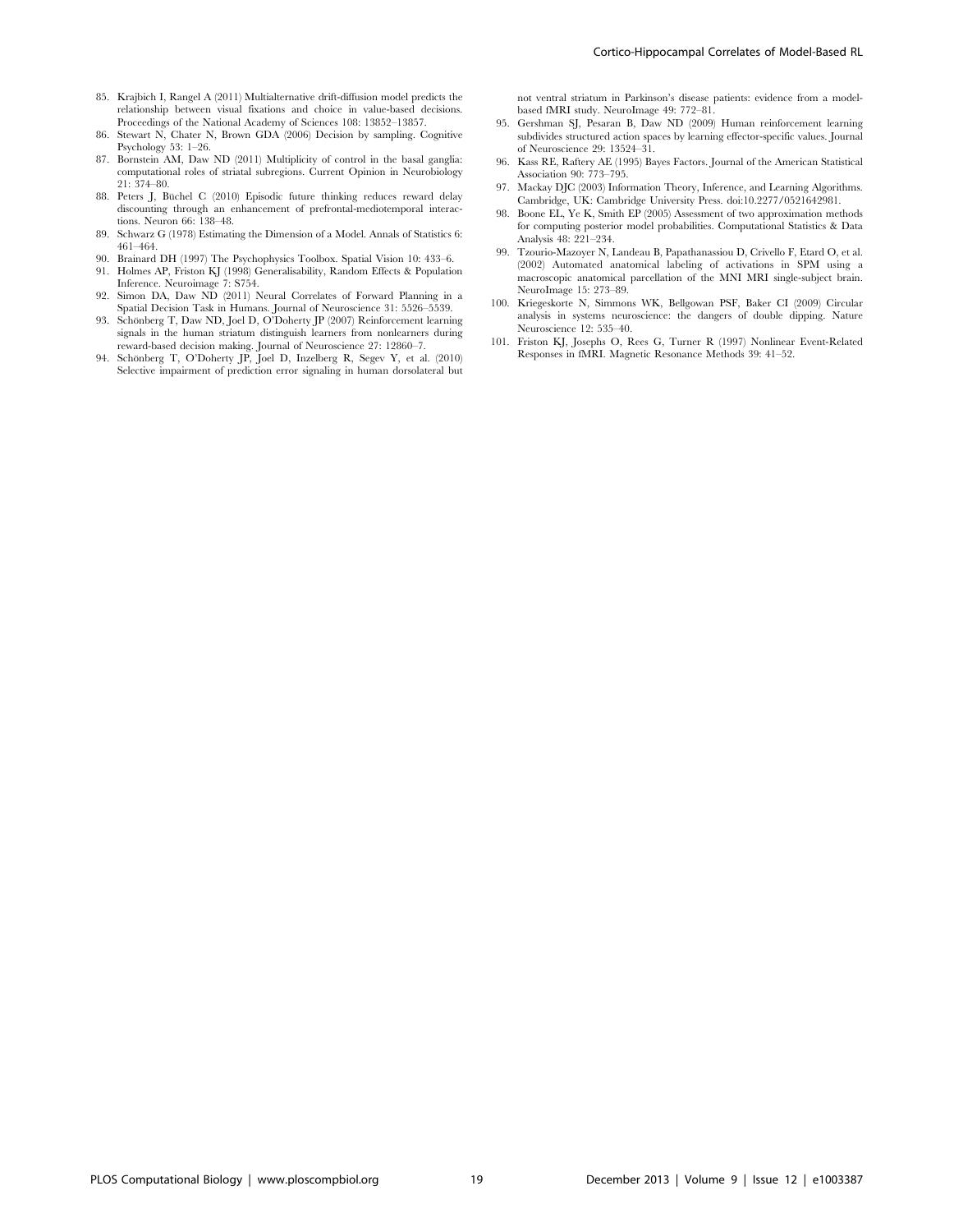85. Krajbich I, Rangel A (2011) Multialternative drift-diffusion model predicts the relationship between visual fixations and choice in value-based decisions. Proceedings of the National Academy of Sciences 108: 13852–13857.
86. Stewart N, Chater N, Brown GDA (2006) Decision by sampling. Cognitive Psychology 53: 1–26.
87. Bornstein AM, Daw ND (2011) Multiplicity of control in the basal ganglia: computational roles of striatal subregions. Current Opinion in Neurobiology 21: 374–80.
88. Peters J, Büchel C (2010) Episodic future thinking reduces reward delay discounting through an enhancement of prefrontal-mediotemporal interactions. Neuron 66: 138–48.
89. Schwarz G (1978) Estimating the Dimension of a Model. Annals of Statistics 6: 461–464.
90. Brainard DH (1997) The Psychophysics Toolbox. Spatial Vision 10: 433–6.
91. Holmes AP, Friston KJ (1998) Generalisability, Random Effects & Population Inference. Neuroimage 7: S754.
92. Simon DA, Daw ND (2011) Neural Correlates of Forward Planning in a Spatial Decision Task in Humans. Journal of Neuroscience 31: 5526–5539.
93. Schönberg T, Daw ND, Joel D, O'Doherty JP (2007) Reinforcement learning signals in the human striatum distinguish learners from nonlearners during reward-based decision making. Journal of Neuroscience 27: 12860–7.
94. Schönberg T, O'Doherty JP, Joel D, Inzelberg R, Segev Y, et al. (2010) Selective impairment of prediction error signaling in human dorsolateral but not ventral striatum in Parkinson's disease patients: evidence from a model-based fMRI study. NeuroImage 49: 772–81.
95. Gershman SJ, Pesaran B, Daw ND (2009) Human reinforcement learning subdivides structured action spaces by learning effector-specific values. Journal of Neuroscience 29: 13524–31.
96. Kass RE, Raftery AE (1995) Bayes Factors. Journal of the American Statistical Association 90: 773–795.
97. Mackay DJC (2003) Information Theory, Inference, and Learning Algorithms. Cambridge, UK: Cambridge University Press. doi:10.2277/0521642981.
98. Boone EL, Ye K, Smith EP (2005) Assessment of two approximation methods for computing posterior model probabilities. Computational Statistics & Data Analysis 48: 221–234.
99. Tzourio-Mazoyer N, Landeau B, Papathanassiou D, Crivello F, Etard O, et al. (2002) Automated anatomical labeling of activations in SPM using a macroscopic anatomical parcellation of the MNI MRI single-subject brain. NeuroImage 15: 273–89.
100. Kriegeskorte N, Simmons WK, Bellgowan PSF, Baker CI (2009) Circular analysis in systems neuroscience: the dangers of double dipping. Nature Neuroscience 12: 535–40.
101. Friston KJ, Josephs O, Rees G, Turner R (1997) Nonlinear Event-Related Responses in fMRI. Magnetic Resonance Methods 39: 41–52.